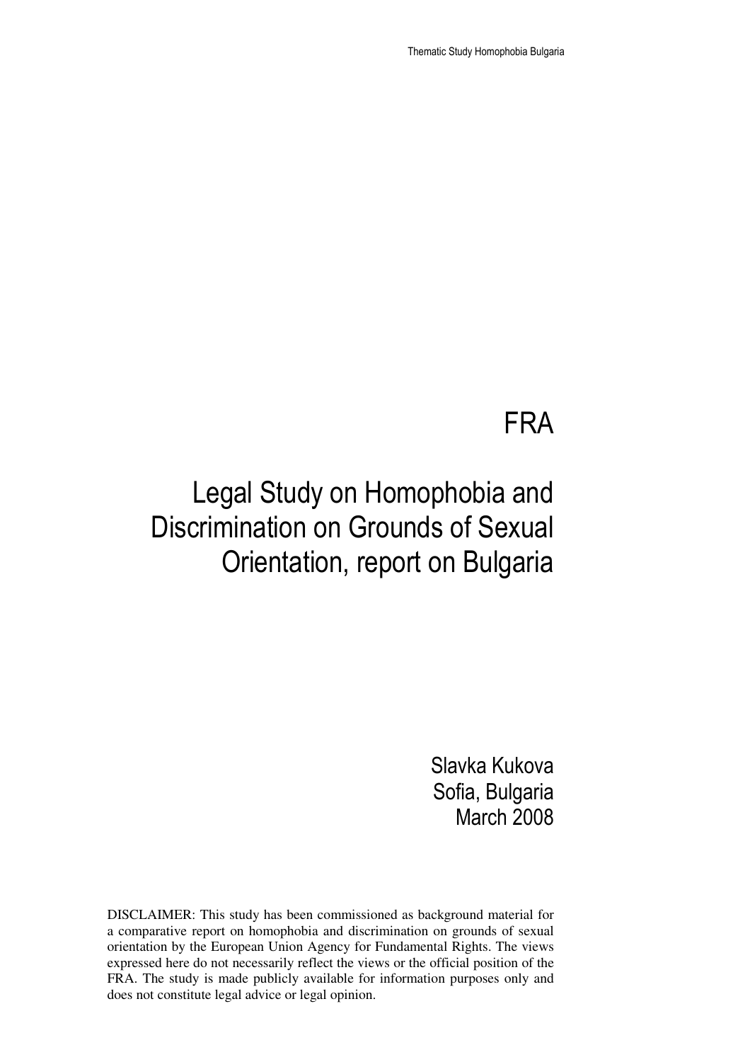# FRA

# Legal Study on Homophobia and Discrimination on Grounds of Sexual Orientation, report on Bulgaria

Slavka Kukova
Sofia, Bulgaria
March 2008

DISCLAIMER: This study has been commissioned as background material for a comparative report on homophobia and discrimination on grounds of sexual orientation by the European Union Agency for Fundamental Rights. The views expressed here do not necessarily reflect the views or the official position of the FRA. The study is made publicly available for information purposes only and does not constitute legal advice or legal opinion.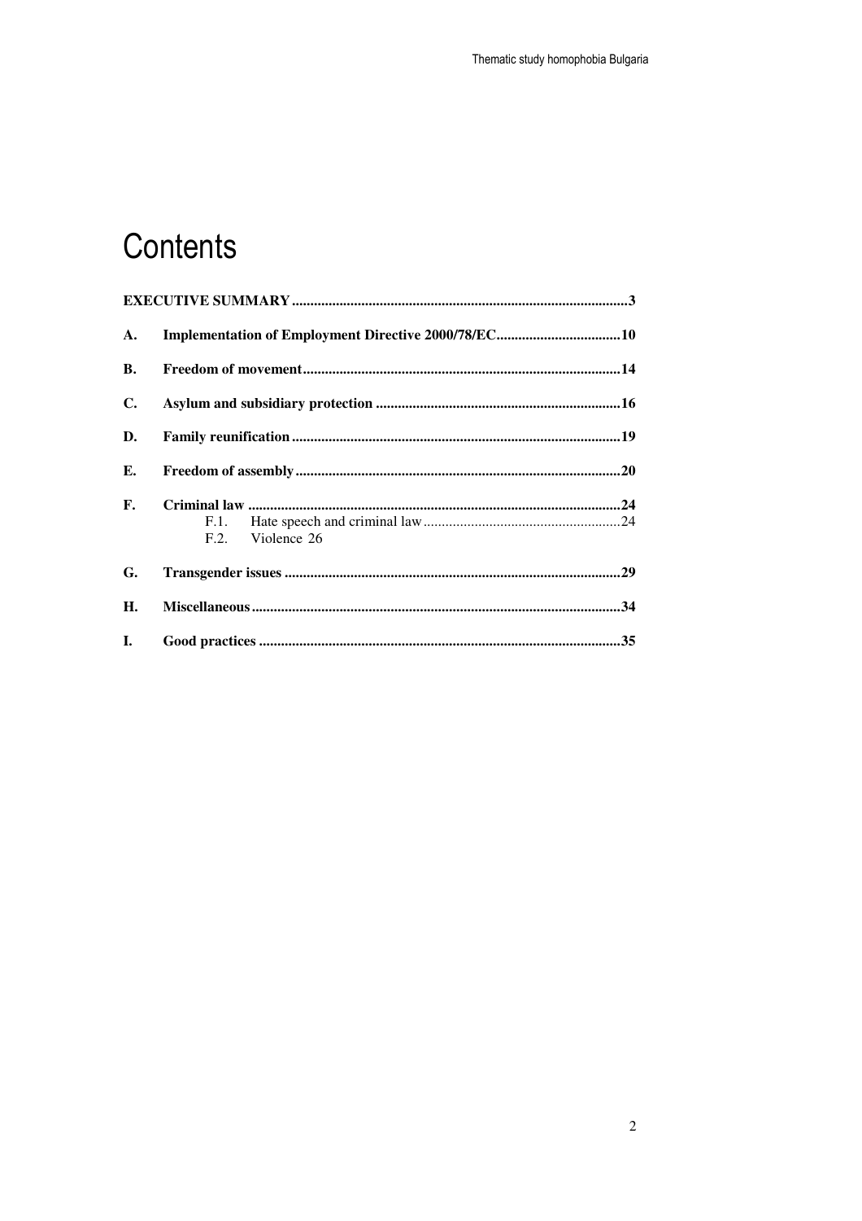# Contents

EXECUTIVE SUMMARY ....................................................................................... 3

A. Implementation of Employment Directive 2000/78/EC ................................. 10

B. Freedom of movement ..................................................................................... 14

C. Asylum and subsidiary protection .................................................................. 16

D. Family reunification ........................................................................................ 19

E. Freedom of assembly ....................................................................................... 20

F. Criminal law ..................................................................................................... 24
   - F.1. Hate speech and criminal law ..................................................... 24
   - F.2. Violence 26

G. Transgender issues .......................................................................................... 29

H. Miscellaneous ................................................................................................... 34

I. Good practices ................................................................................................. 35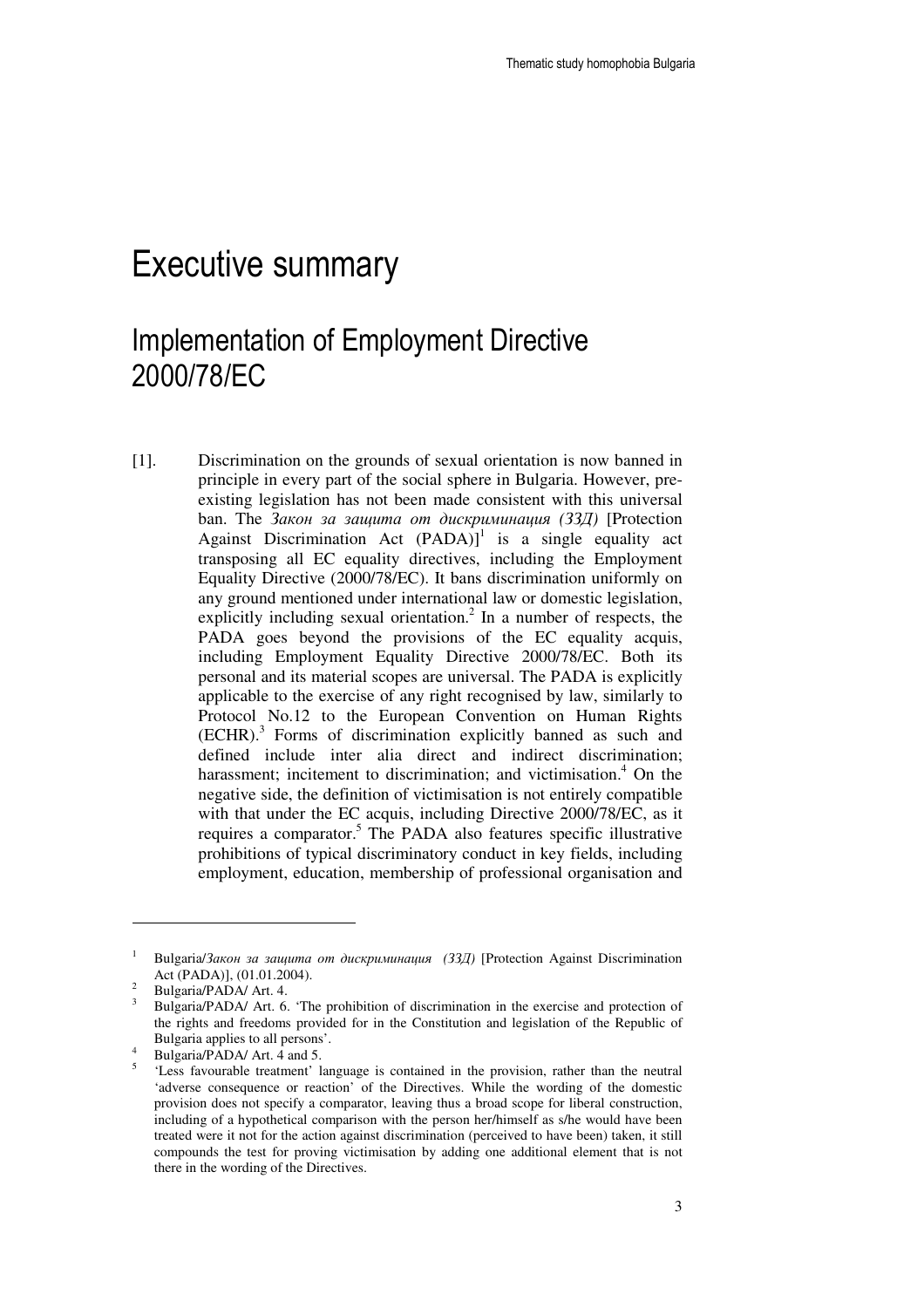# Executive summary

## Implementation of Employment Directive 2000/78/EC

[1]. Discrimination on the grounds of sexual orientation is now banned in principle in every part of the social sphere in Bulgaria. However, pre-existing legislation has not been made consistent with this universal ban. The *Закон за защита от дискриминация (ЗЗД)* [Protection Against Discrimination Act (PADA)][1] is a single equality act transposing all EC equality directives, including the Employment Equality Directive (2000/78/EC). It bans discrimination uniformly on any ground mentioned under international law or domestic legislation, explicitly including sexual orientation.[2] In a number of respects, the PADA goes beyond the provisions of the EC equality acquis, including Employment Equality Directive 2000/78/EC. Both its personal and its material scopes are universal. The PADA is explicitly applicable to the exercise of any right recognised by law, similarly to Protocol No.12 to the European Convention on Human Rights (ECHR).[3] Forms of discrimination explicitly banned as such and defined include inter alia direct and indirect discrimination; harassment; incitement to discrimination; and victimisation.[4] On the negative side, the definition of victimisation is not entirely compatible with that under the EC acquis, including Directive 2000/78/EC, as it requires a comparator.[5] The PADA also features specific illustrative prohibitions of typical discriminatory conduct in key fields, including employment, education, membership of professional organisation and

---

[1] Bulgaria/*Закон за защита от дискриминация (ЗЗД)* [Protection Against Discrimination Act (PADA)], (01.01.2004).

[2] Bulgaria/PADA/ Art. 4.

[3] Bulgaria/PADA/ Art. 6. 'The prohibition of discrimination in the exercise and protection of the rights and freedoms provided for in the Constitution and legislation of the Republic of Bulgaria applies to all persons'.

[4] Bulgaria/PADA/ Art. 4 and 5.

[5] 'Less favourable treatment' language is contained in the provision, rather than the neutral 'adverse consequence or reaction' of the Directives. While the wording of the domestic provision does not specify a comparator, leaving thus a broad scope for liberal construction, including of a hypothetical comparison with the person her/himself as s/he would have been treated were it not for the action against discrimination (perceived to have been) taken, it still compounds the test for proving victimisation by adding one additional element that is not there in the wording of the Directives.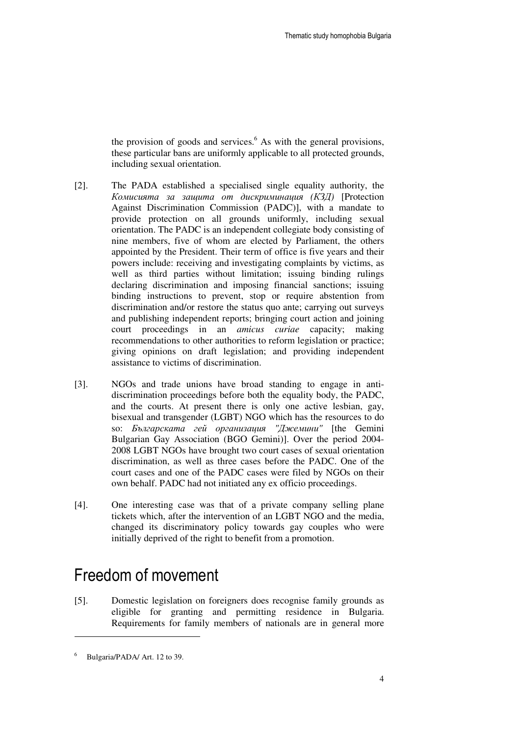the provision of goods and services.[6] As with the general provisions, these particular bans are uniformly applicable to all protected grounds, including sexual orientation.

[2]. The PADA established a specialised single equality authority, the *Комисията за защита от дискриминация (КЗД)* [Protection Against Discrimination Commission (PADC)], with a mandate to provide protection on all grounds uniformly, including sexual orientation. The PADC is an independent collegiate body consisting of nine members, five of whom are elected by Parliament, the others appointed by the President. Their term of office is five years and their powers include: receiving and investigating complaints by victims, as well as third parties without limitation; issuing binding rulings declaring discrimination and imposing financial sanctions; issuing binding instructions to prevent, stop or require abstention from discrimination and/or restore the status quo ante; carrying out surveys and publishing independent reports; bringing court action and joining court proceedings in an *amicus curiae* capacity; making recommendations to other authorities to reform legislation or practice; giving opinions on draft legislation; and providing independent assistance to victims of discrimination.

[3]. NGOs and trade unions have broad standing to engage in anti-discrimination proceedings before both the equality body, the PADC, and the courts. At present there is only one active lesbian, gay, bisexual and transgender (LGBT) NGO which has the resources to do so: *Българската гей организация "Джемини"* [the Gemini Bulgarian Gay Association (BGO Gemini)]. Over the period 2004-2008 LGBT NGOs have brought two court cases of sexual orientation discrimination, as well as three cases before the PADC. One of the court cases and one of the PADC cases were filed by NGOs on their own behalf. PADC had not initiated any ex officio proceedings.

[4]. One interesting case was that of a private company selling plane tickets which, after the intervention of an LGBT NGO and the media, changed its discriminatory policy towards gay couples who were initially deprived of the right to benefit from a promotion.

# Freedom of movement

[5]. Domestic legislation on foreigners does recognise family grounds as eligible for granting and permitting residence in Bulgaria. Requirements for family members of nationals are in general more

---

[6] Bulgaria/PADA/ Art. 12 to 39.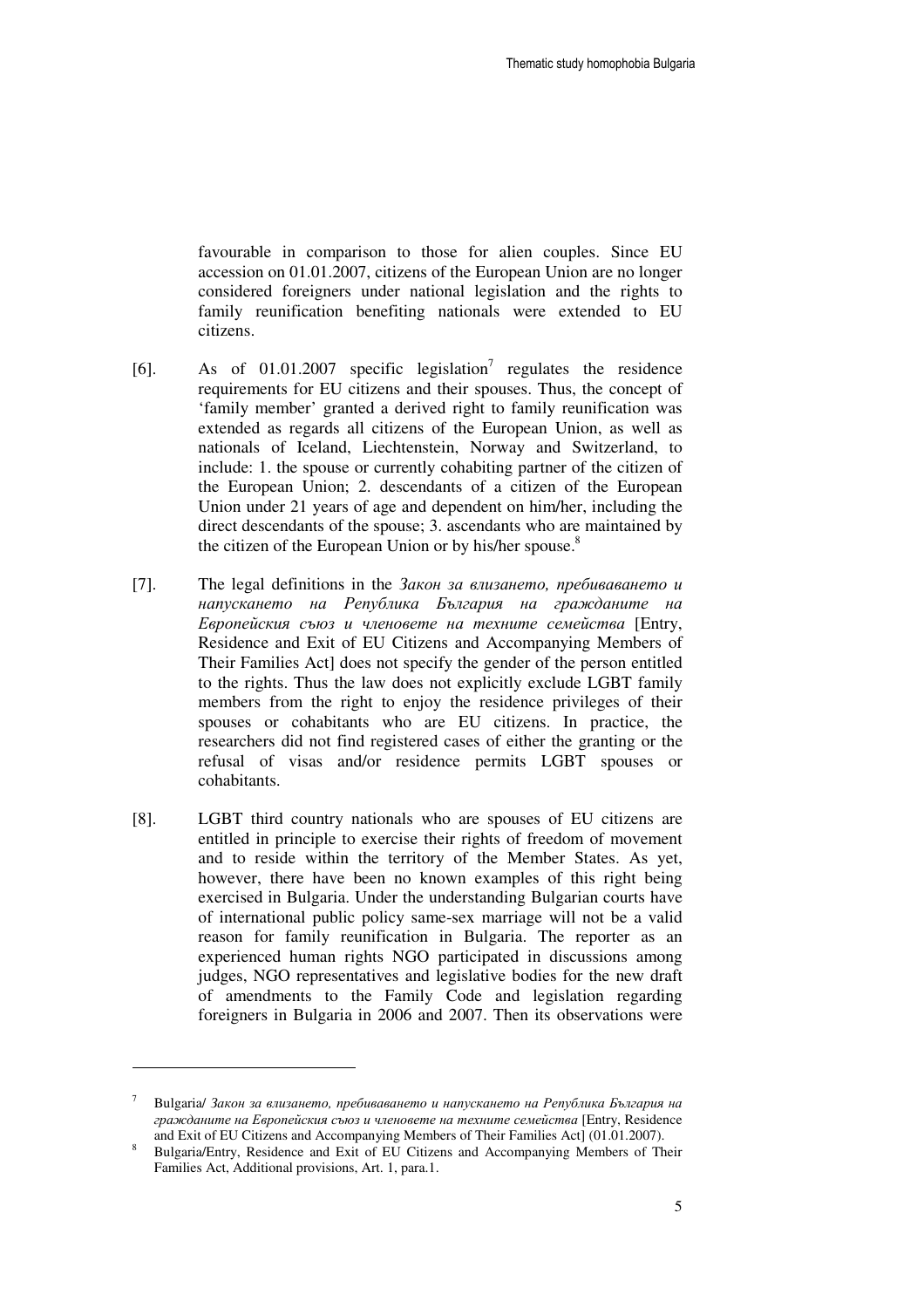favourable in comparison to those for alien couples. Since EU accession on 01.01.2007, citizens of the European Union are no longer considered foreigners under national legislation and the rights to family reunification benefiting nationals were extended to EU citizens.

[6]. As of 01.01.2007 specific legislation[7] regulates the residence requirements for EU citizens and their spouses. Thus, the concept of 'family member' granted a derived right to family reunification was extended as regards all citizens of the European Union, as well as nationals of Iceland, Liechtenstein, Norway and Switzerland, to include: 1. the spouse or currently cohabiting partner of the citizen of the European Union; 2. descendants of a citizen of the European Union under 21 years of age and dependent on him/her, including the direct descendants of the spouse; 3. ascendants who are maintained by the citizen of the European Union or by his/her spouse.[8]

[7]. The legal definitions in the *Закон за влизането, пребиваването и напускането на Република България на гражданите на Европейския съюз и членовете на техните семейства* [Entry, Residence and Exit of EU Citizens and Accompanying Members of Their Families Act] does not specify the gender of the person entitled to the rights. Thus the law does not explicitly exclude LGBT family members from the right to enjoy the residence privileges of their spouses or cohabitants who are EU citizens. In practice, the researchers did not find registered cases of either the granting or the refusal of visas and/or residence permits LGBT spouses or cohabitants.

[8]. LGBT third country nationals who are spouses of EU citizens are entitled in principle to exercise their rights of freedom of movement and to reside within the territory of the Member States. As yet, however, there have been no known examples of this right being exercised in Bulgaria. Under the understanding Bulgarian courts have of international public policy same-sex marriage will not be a valid reason for family reunification in Bulgaria. The reporter as an experienced human rights NGO participated in discussions among judges, NGO representatives and legislative bodies for the new draft of amendments to the Family Code and legislation regarding foreigners in Bulgaria in 2006 and 2007. Then its observations were

---

[7] Bulgaria/ *Закон за влизането, пребиваването и напускането на Република България на гражданите на Европейския съюз и членовете на техните семейства* [Entry, Residence and Exit of EU Citizens and Accompanying Members of Their Families Act] (01.01.2007).

[8] Bulgaria/Entry, Residence and Exit of EU Citizens and Accompanying Members of Their Families Act, Additional provisions, Art. 1, para.1.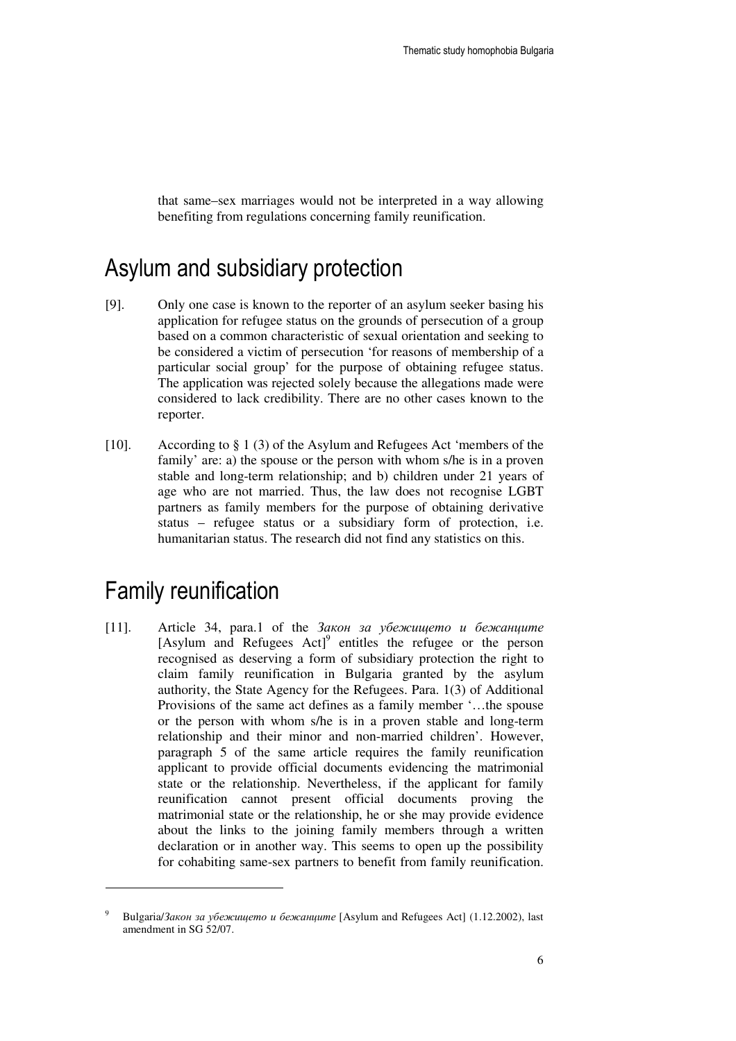that same–sex marriages would not be interpreted in a way allowing benefiting from regulations concerning family reunification.

## Asylum and subsidiary protection

[9]. Only one case is known to the reporter of an asylum seeker basing his application for refugee status on the grounds of persecution of a group based on a common characteristic of sexual orientation and seeking to be considered a victim of persecution 'for reasons of membership of a particular social group' for the purpose of obtaining refugee status. The application was rejected solely because the allegations made were considered to lack credibility. There are no other cases known to the reporter.

[10]. According to § 1 (3) of the Asylum and Refugees Act 'members of the family' are: a) the spouse or the person with whom s/he is in a proven stable and long-term relationship; and b) children under 21 years of age who are not married. Thus, the law does not recognise LGBT partners as family members for the purpose of obtaining derivative status – refugee status or a subsidiary form of protection, i.e. humanitarian status. The research did not find any statistics on this.

## Family reunification

[11]. Article 34, para.1 of the *Закон за убежището и бежанците* [Asylum and Refugees Act][9] entitles the refugee or the person recognised as deserving a form of subsidiary protection the right to claim family reunification in Bulgaria granted by the asylum authority, the State Agency for the Refugees. Para. 1(3) of Additional Provisions of the same act defines as a family member '…the spouse or the person with whom s/he is in a proven stable and long-term relationship and their minor and non-married children'. However, paragraph 5 of the same article requires the family reunification applicant to provide official documents evidencing the matrimonial state or the relationship. Nevertheless, if the applicant for family reunification cannot present official documents proving the matrimonial state or the relationship, he or she may provide evidence about the links to the joining family members through a written declaration or in another way. This seems to open up the possibility for cohabiting same-sex partners to benefit from family reunification.

---

[9] Bulgaria/*Закон за убежището и бежанците* [Asylum and Refugees Act] (1.12.2002), last amendment in SG 52/07.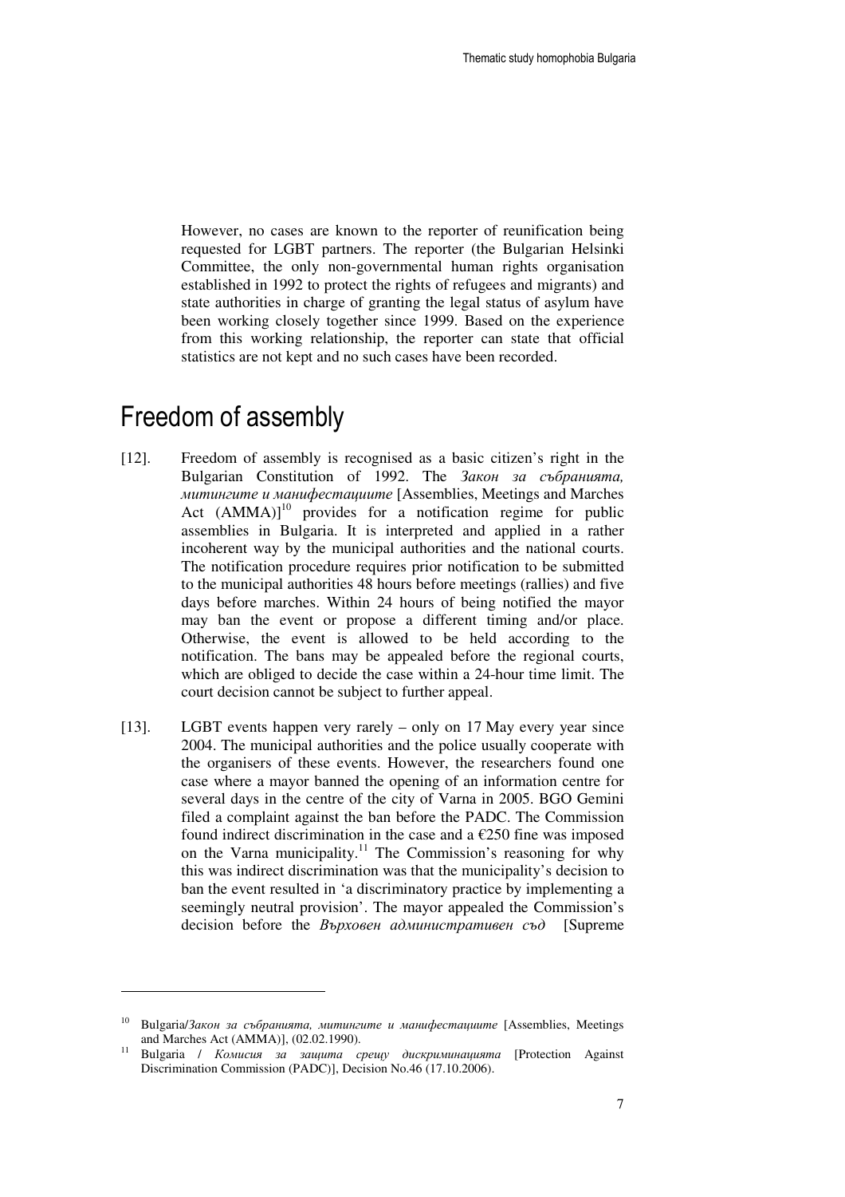However, no cases are known to the reporter of reunification being requested for LGBT partners. The reporter (the Bulgarian Helsinki Committee, the only non-governmental human rights organisation established in 1992 to protect the rights of refugees and migrants) and state authorities in charge of granting the legal status of asylum have been working closely together since 1999. Based on the experience from this working relationship, the reporter can state that official statistics are not kept and no such cases have been recorded.

# Freedom of assembly

[12]. Freedom of assembly is recognised as a basic citizen's right in the Bulgarian Constitution of 1992. The *Закон за събранията, митингите и манифестациите* [Assemblies, Meetings and Marches Act (AMMA)][10] provides for a notification regime for public assemblies in Bulgaria. It is interpreted and applied in a rather incoherent way by the municipal authorities and the national courts. The notification procedure requires prior notification to be submitted to the municipal authorities 48 hours before meetings (rallies) and five days before marches. Within 24 hours of being notified the mayor may ban the event or propose a different timing and/or place. Otherwise, the event is allowed to be held according to the notification. The bans may be appealed before the regional courts, which are obliged to decide the case within a 24-hour time limit. The court decision cannot be subject to further appeal.

[13]. LGBT events happen very rarely – only on 17 May every year since 2004. The municipal authorities and the police usually cooperate with the organisers of these events. However, the researchers found one case where a mayor banned the opening of an information centre for several days in the centre of the city of Varna in 2005. BGO Gemini filed a complaint against the ban before the PADC. The Commission found indirect discrimination in the case and a €250 fine was imposed on the Varna municipality.[11] The Commission's reasoning for why this was indirect discrimination was that the municipality's decision to ban the event resulted in 'a discriminatory practice by implementing a seemingly neutral provision'. The mayor appealed the Commission's decision before the *Върховен административен съд* [Supreme

---

[10] Bulgaria/*Закон за събранията, митингите и манифестациите* [Assemblies, Meetings and Marches Act (AMMA)], (02.02.1990).

[11] Bulgaria / *Комисия за защита срещу дискриминацията* [Protection Against Discrimination Commission (PADC)], Decision No.46 (17.10.2006).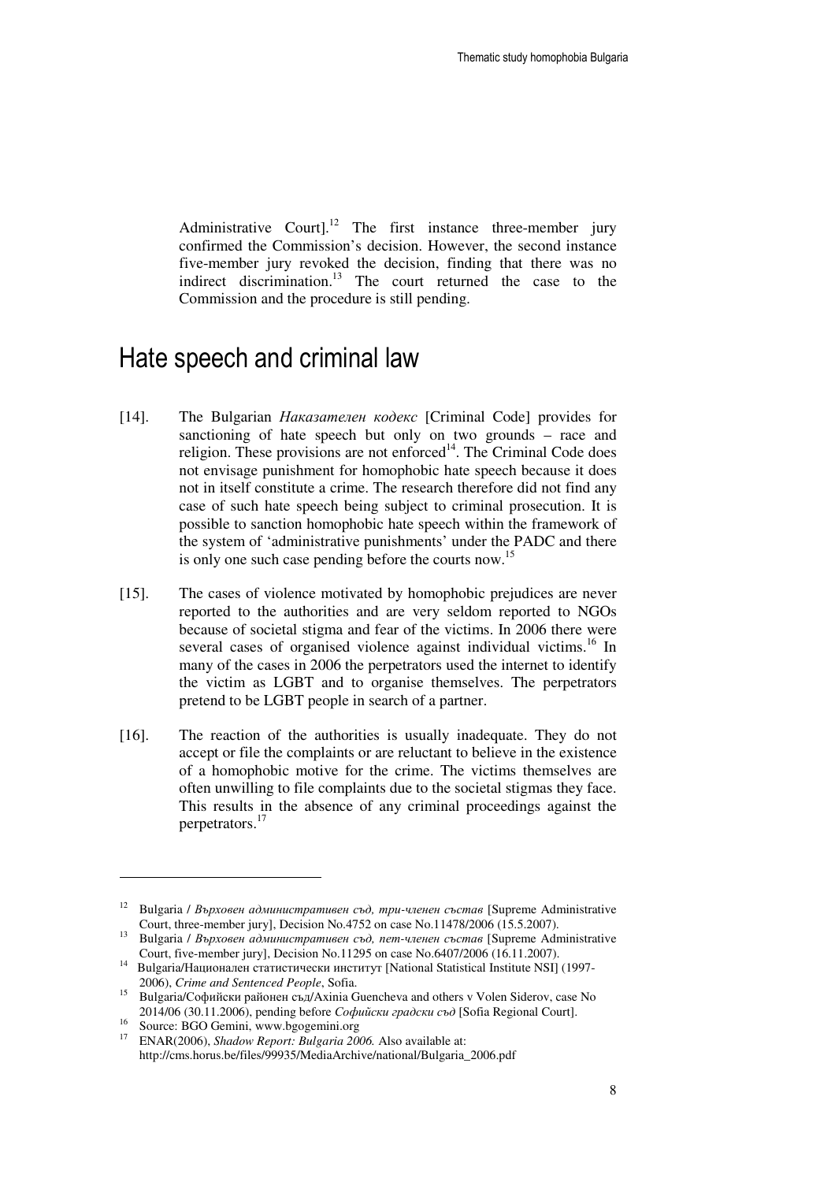Administrative Court].[12] The first instance three-member jury confirmed the Commission's decision. However, the second instance five-member jury revoked the decision, finding that there was no indirect discrimination.[13] The court returned the case to the Commission and the procedure is still pending.

## Hate speech and criminal law

[14]. The Bulgarian *Наказателен кодекс* [Criminal Code] provides for sanctioning of hate speech but only on two grounds – race and religion. These provisions are not enforced[14]. The Criminal Code does not envisage punishment for homophobic hate speech because it does not in itself constitute a crime. The research therefore did not find any case of such hate speech being subject to criminal prosecution. It is possible to sanction homophobic hate speech within the framework of the system of 'administrative punishments' under the PADC and there is only one such case pending before the courts now.[15]

[15]. The cases of violence motivated by homophobic prejudices are never reported to the authorities and are very seldom reported to NGOs because of societal stigma and fear of the victims. In 2006 there were several cases of organised violence against individual victims.[16] In many of the cases in 2006 the perpetrators used the internet to identify the victim as LGBT and to organise themselves. The perpetrators pretend to be LGBT people in search of a partner.

[16]. The reaction of the authorities is usually inadequate. They do not accept or file the complaints or are reluctant to believe in the existence of a homophobic motive for the crime. The victims themselves are often unwilling to file complaints due to the societal stigmas they face. This results in the absence of any criminal proceedings against the perpetrators.[17]

---

[12] Bulgaria / *Върховен административен съд, три-членен състав* [Supreme Administrative Court, three-member jury], Decision No.4752 on case No.11478/2006 (15.5.2007).

[13] Bulgaria / *Върховен административен съд, пет-членен състав* [Supreme Administrative Court, five-member jury], Decision No.11295 on case No.6407/2006 (16.11.2007).

[14] Bulgaria/Национален статистически институт [National Statistical Institute NSI] (1997-2006), *Crime and Sentenced People*, Sofia.

[15] Bulgaria/Софийски районен съд/Axinia Guencheva and others v Volen Siderov, case No 2014/06 (30.11.2006), pending before *Софийски градски съд* [Sofia Regional Court].

[16] Source: BGO Gemini, www.bgogemini.org

[17] ENAR(2006), *Shadow Report: Bulgaria 2006.* Also available at: http://cms.horus.be/files/99935/MediaArchive/national/Bulgaria_2006.pdf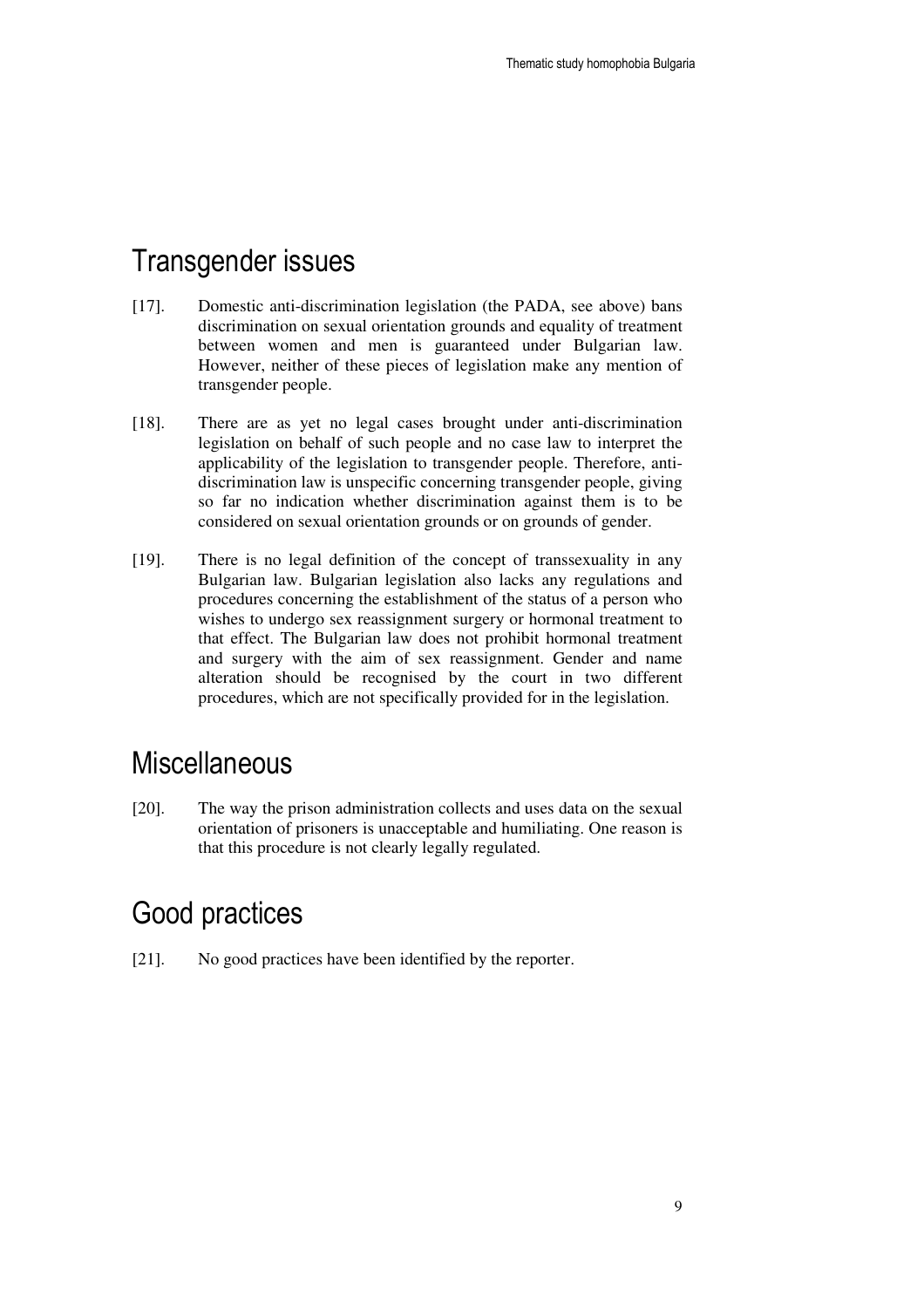## Transgender issues

[17]. Domestic anti-discrimination legislation (the PADA, see above) bans discrimination on sexual orientation grounds and equality of treatment between women and men is guaranteed under Bulgarian law. However, neither of these pieces of legislation make any mention of transgender people.

[18]. There are as yet no legal cases brought under anti-discrimination legislation on behalf of such people and no case law to interpret the applicability of the legislation to transgender people. Therefore, anti-discrimination law is unspecific concerning transgender people, giving so far no indication whether discrimination against them is to be considered on sexual orientation grounds or on grounds of gender.

[19]. There is no legal definition of the concept of transsexuality in any Bulgarian law. Bulgarian legislation also lacks any regulations and procedures concerning the establishment of the status of a person who wishes to undergo sex reassignment surgery or hormonal treatment to that effect. The Bulgarian law does not prohibit hormonal treatment and surgery with the aim of sex reassignment. Gender and name alteration should be recognised by the court in two different procedures, which are not specifically provided for in the legislation.

## Miscellaneous

[20]. The way the prison administration collects and uses data on the sexual orientation of prisoners is unacceptable and humiliating. One reason is that this procedure is not clearly legally regulated.

## Good practices

[21]. No good practices have been identified by the reporter.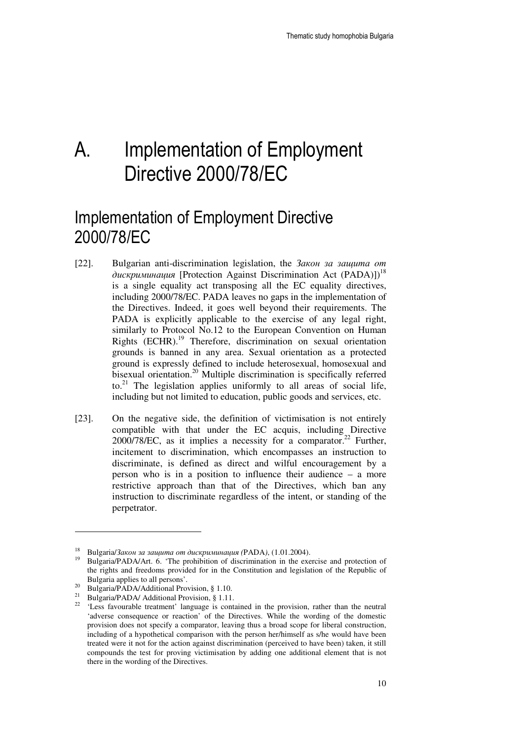# A. Implementation of Employment Directive 2000/78/EC

## Implementation of Employment Directive 2000/78/EC

[22]. Bulgarian anti-discrimination legislation, the *Закон за защита от дискриминация* [Protection Against Discrimination Act (PADA)])[18] is a single equality act transposing all the EC equality directives, including 2000/78/EC. PADA leaves no gaps in the implementation of the Directives. Indeed, it goes well beyond their requirements. The PADA is explicitly applicable to the exercise of any legal right, similarly to Protocol No.12 to the European Convention on Human Rights (ECHR).[19] Therefore, discrimination on sexual orientation grounds is banned in any area. Sexual orientation as a protected ground is expressly defined to include heterosexual, homosexual and bisexual orientation.[20] Multiple discrimination is specifically referred to.[21] The legislation applies uniformly to all areas of social life, including but not limited to education, public goods and services, etc.

[23]. On the negative side, the definition of victimisation is not entirely compatible with that under the EC acquis, including Directive 2000/78/EC, as it implies a necessity for a comparator.[22] Further, incitement to discrimination, which encompasses an instruction to discriminate, is defined as direct and wilful encouragement by a person who is in a position to influence their audience – a more restrictive approach than that of the Directives, which ban any instruction to discriminate regardless of the intent, or standing of the perpetrator.

---

[18] Bulgaria/*Закон за защита от дискриминация (*PADA*)*, (1.01.2004).

[19] Bulgaria/PADA/Art. 6. 'The prohibition of discrimination in the exercise and protection of the rights and freedoms provided for in the Constitution and legislation of the Republic of Bulgaria applies to all persons'.

[20] Bulgaria/PADA/Additional Provision, § 1.10.

[21] Bulgaria/PADA/ Additional Provision, § 1.11.

[22] 'Less favourable treatment' language is contained in the provision, rather than the neutral 'adverse consequence or reaction' of the Directives. While the wording of the domestic provision does not specify a comparator, leaving thus a broad scope for liberal construction, including of a hypothetical comparison with the person her/himself as s/he would have been treated were it not for the action against discrimination (perceived to have been) taken, it still compounds the test for proving victimisation by adding one additional element that is not there in the wording of the Directives.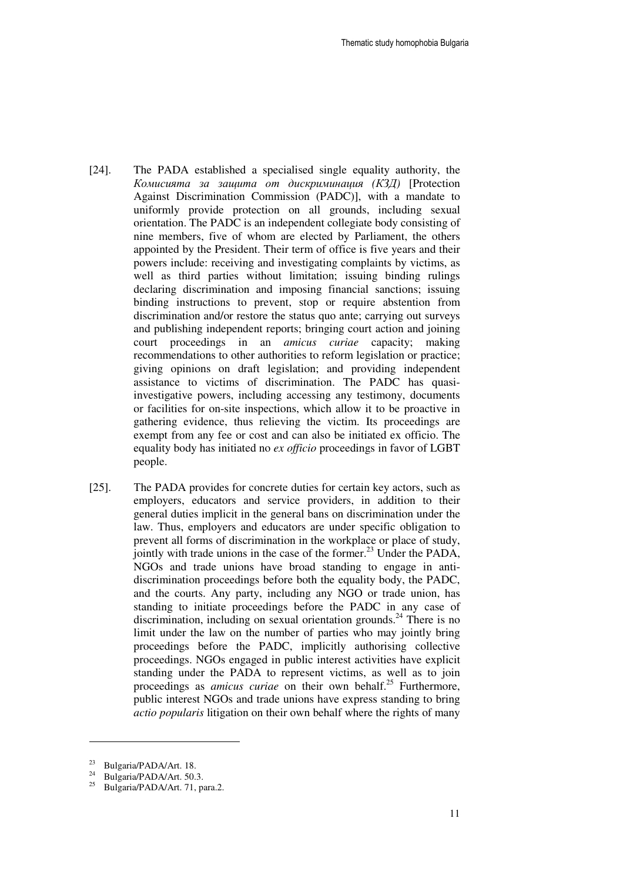[24]. The PADA established a specialised single equality authority, the *Комисията за защита от дискриминация (КЗД)* [Protection Against Discrimination Commission (PADC)], with a mandate to uniformly provide protection on all grounds, including sexual orientation. The PADC is an independent collegiate body consisting of nine members, five of whom are elected by Parliament, the others appointed by the President. Their term of office is five years and their powers include: receiving and investigating complaints by victims, as well as third parties without limitation; issuing binding rulings declaring discrimination and imposing financial sanctions; issuing binding instructions to prevent, stop or require abstention from discrimination and/or restore the status quo ante; carrying out surveys and publishing independent reports; bringing court action and joining court proceedings in an *amicus curiae* capacity; making recommendations to other authorities to reform legislation or practice; giving opinions on draft legislation; and providing independent assistance to victims of discrimination. The PADC has quasi-investigative powers, including accessing any testimony, documents or facilities for on-site inspections, which allow it to be proactive in gathering evidence, thus relieving the victim. Its proceedings are exempt from any fee or cost and can also be initiated ex officio. The equality body has initiated no *ex officio* proceedings in favor of LGBT people.

[25]. The PADA provides for concrete duties for certain key actors, such as employers, educators and service providers, in addition to their general duties implicit in the general bans on discrimination under the law. Thus, employers and educators are under specific obligation to prevent all forms of discrimination in the workplace or place of study, jointly with trade unions in the case of the former.[23] Under the PADA, NGOs and trade unions have broad standing to engage in anti-discrimination proceedings before both the equality body, the PADC, and the courts. Any party, including any NGO or trade union, has standing to initiate proceedings before the PADC in any case of discrimination, including on sexual orientation grounds.[24] There is no limit under the law on the number of parties who may jointly bring proceedings before the PADC, implicitly authorising collective proceedings. NGOs engaged in public interest activities have explicit standing under the PADA to represent victims, as well as to join proceedings as *amicus curiae* on their own behalf.[25] Furthermore, public interest NGOs and trade unions have express standing to bring *actio popularis* litigation on their own behalf where the rights of many

---

[23] Bulgaria/PADA/Art. 18.

[24] Bulgaria/PADA/Art. 50.3.

[25] Bulgaria/PADA/Art. 71, para.2.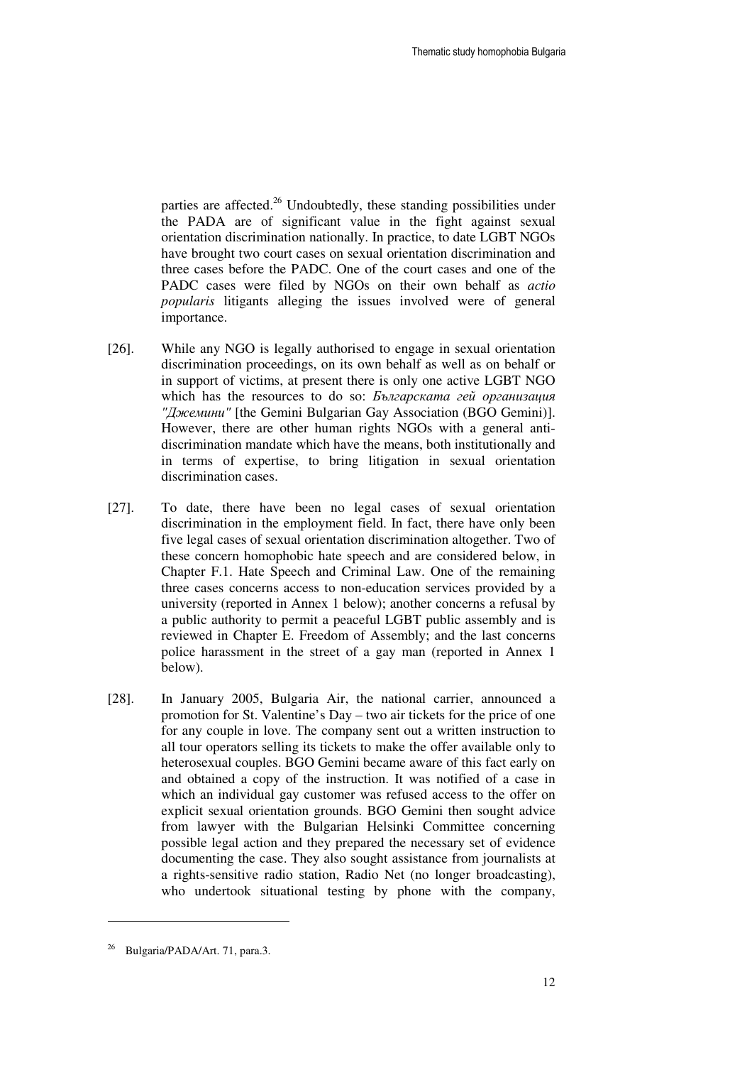parties are affected.[26] Undoubtedly, these standing possibilities under the PADA are of significant value in the fight against sexual orientation discrimination nationally. In practice, to date LGBT NGOs have brought two court cases on sexual orientation discrimination and three cases before the PADC. One of the court cases and one of the PADC cases were filed by NGOs on their own behalf as *actio popularis* litigants alleging the issues involved were of general importance.

[26]. While any NGO is legally authorised to engage in sexual orientation discrimination proceedings, on its own behalf as well as on behalf or in support of victims, at present there is only one active LGBT NGO which has the resources to do so: *Българската гей организация "Джемини"* [the Gemini Bulgarian Gay Association (BGO Gemini)]. However, there are other human rights NGOs with a general anti-discrimination mandate which have the means, both institutionally and in terms of expertise, to bring litigation in sexual orientation discrimination cases.

[27]. To date, there have been no legal cases of sexual orientation discrimination in the employment field. In fact, there have only been five legal cases of sexual orientation discrimination altogether. Two of these concern homophobic hate speech and are considered below, in Chapter F.1. Hate Speech and Criminal Law. One of the remaining three cases concerns access to non-education services provided by a university (reported in Annex 1 below); another concerns a refusal by a public authority to permit a peaceful LGBT public assembly and is reviewed in Chapter E. Freedom of Assembly; and the last concerns police harassment in the street of a gay man (reported in Annex 1 below).

[28]. In January 2005, Bulgaria Air, the national carrier, announced a promotion for St. Valentine's Day – two air tickets for the price of one for any couple in love. The company sent out a written instruction to all tour operators selling its tickets to make the offer available only to heterosexual couples. BGO Gemini became aware of this fact early on and obtained a copy of the instruction. It was notified of a case in which an individual gay customer was refused access to the offer on explicit sexual orientation grounds. BGO Gemini then sought advice from lawyer with the Bulgarian Helsinki Committee concerning possible legal action and they prepared the necessary set of evidence documenting the case. They also sought assistance from journalists at a rights-sensitive radio station, Radio Net (no longer broadcasting), who undertook situational testing by phone with the company,

---

[26] Bulgaria/PADA/Art. 71, para.3.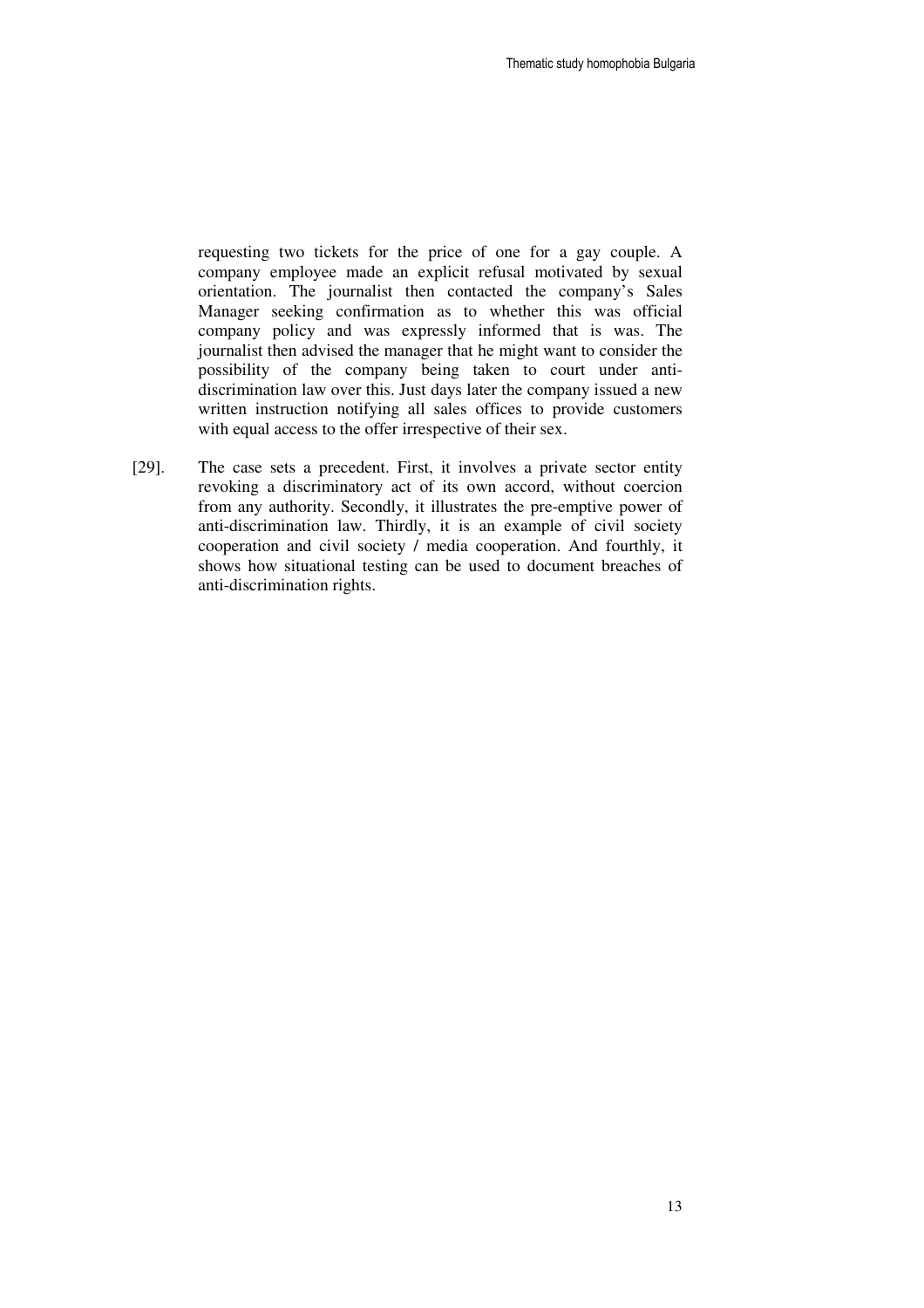requesting two tickets for the price of one for a gay couple. A company employee made an explicit refusal motivated by sexual orientation. The journalist then contacted the company's Sales Manager seeking confirmation as to whether this was official company policy and was expressly informed that is was. The journalist then advised the manager that he might want to consider the possibility of the company being taken to court under anti-discrimination law over this. Just days later the company issued a new written instruction notifying all sales offices to provide customers with equal access to the offer irrespective of their sex.

[29]. The case sets a precedent. First, it involves a private sector entity revoking a discriminatory act of its own accord, without coercion from any authority. Secondly, it illustrates the pre-emptive power of anti-discrimination law. Thirdly, it is an example of civil society cooperation and civil society / media cooperation. And fourthly, it shows how situational testing can be used to document breaches of anti-discrimination rights.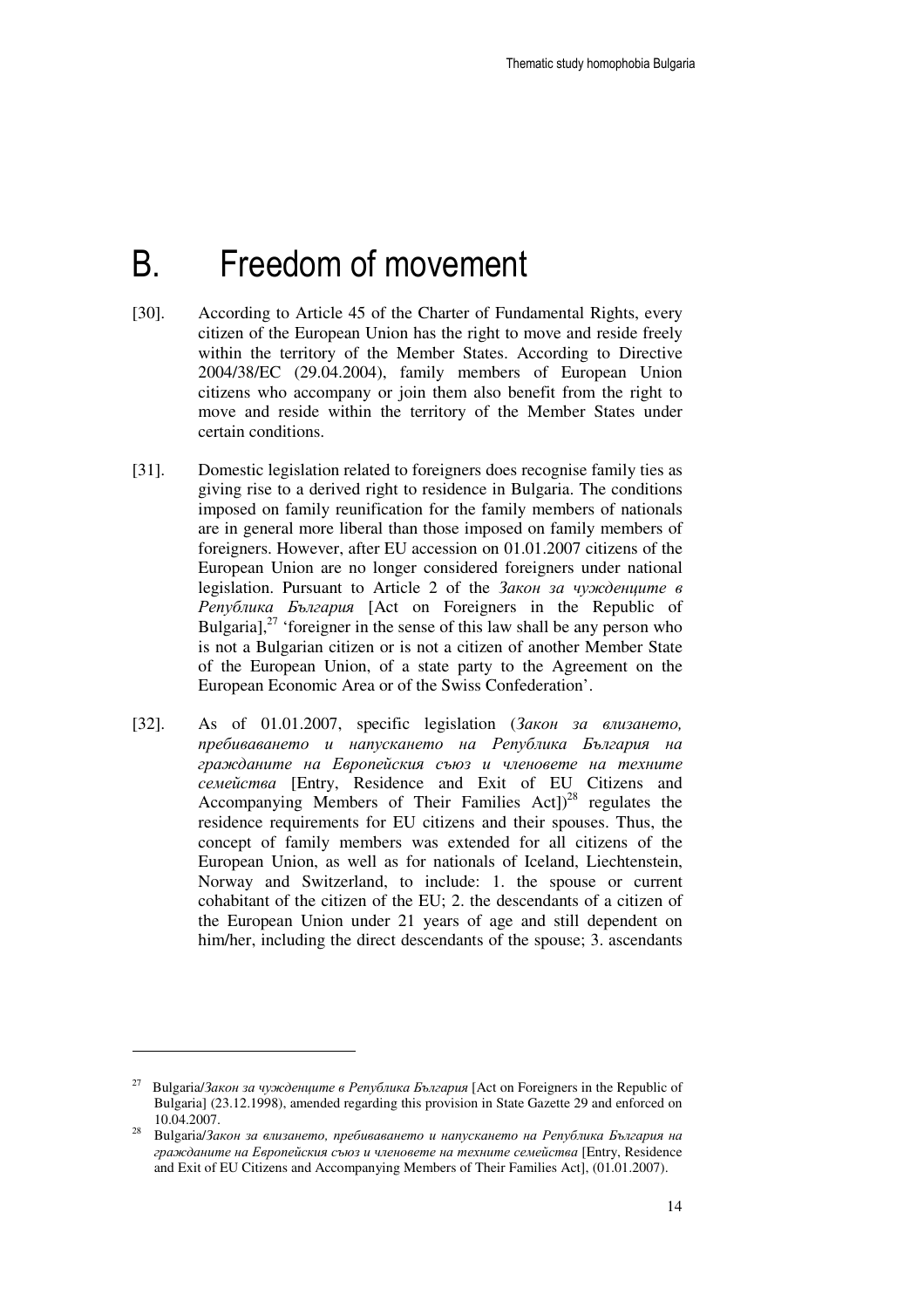# B. Freedom of movement

[30]. According to Article 45 of the Charter of Fundamental Rights, every citizen of the European Union has the right to move and reside freely within the territory of the Member States. According to Directive 2004/38/EC (29.04.2004), family members of European Union citizens who accompany or join them also benefit from the right to move and reside within the territory of the Member States under certain conditions.

[31]. Domestic legislation related to foreigners does recognise family ties as giving rise to a derived right to residence in Bulgaria. The conditions imposed on family reunification for the family members of nationals are in general more liberal than those imposed on family members of foreigners. However, after EU accession on 01.01.2007 citizens of the European Union are no longer considered foreigners under national legislation. Pursuant to Article 2 of the *Закон за чужденците в Република България* [Act on Foreigners in the Republic of Bulgaria],[27] 'foreigner in the sense of this law shall be any person who is not a Bulgarian citizen or is not a citizen of another Member State of the European Union, of a state party to the Agreement on the European Economic Area or of the Swiss Confederation'.

[32]. As of 01.01.2007, specific legislation (*Закон за влизането, пребиваването и напускането на Република България на гражданите на Европейския съюз и членовете на техните семейства* [Entry, Residence and Exit of EU Citizens and Accompanying Members of Their Families Act])[28] regulates the residence requirements for EU citizens and their spouses. Thus, the concept of family members was extended for all citizens of the European Union, as well as for nationals of Iceland, Liechtenstein, Norway and Switzerland, to include: 1. the spouse or current cohabitant of the citizen of the EU; 2. the descendants of a citizen of the European Union under 21 years of age and still dependent on him/her, including the direct descendants of the spouse; 3. ascendants

---

[27] Bulgaria/*Закон за чужденците в Република България* [Act on Foreigners in the Republic of Bulgaria] (23.12.1998), amended regarding this provision in State Gazette 29 and enforced on 10.04.2007.

[28] Bulgaria/*Закон за влизането, пребиваването и напускането на Република България на гражданите на Европейския съюз и членовете на техните семейства* [Entry, Residence and Exit of EU Citizens and Accompanying Members of Their Families Act], (01.01.2007).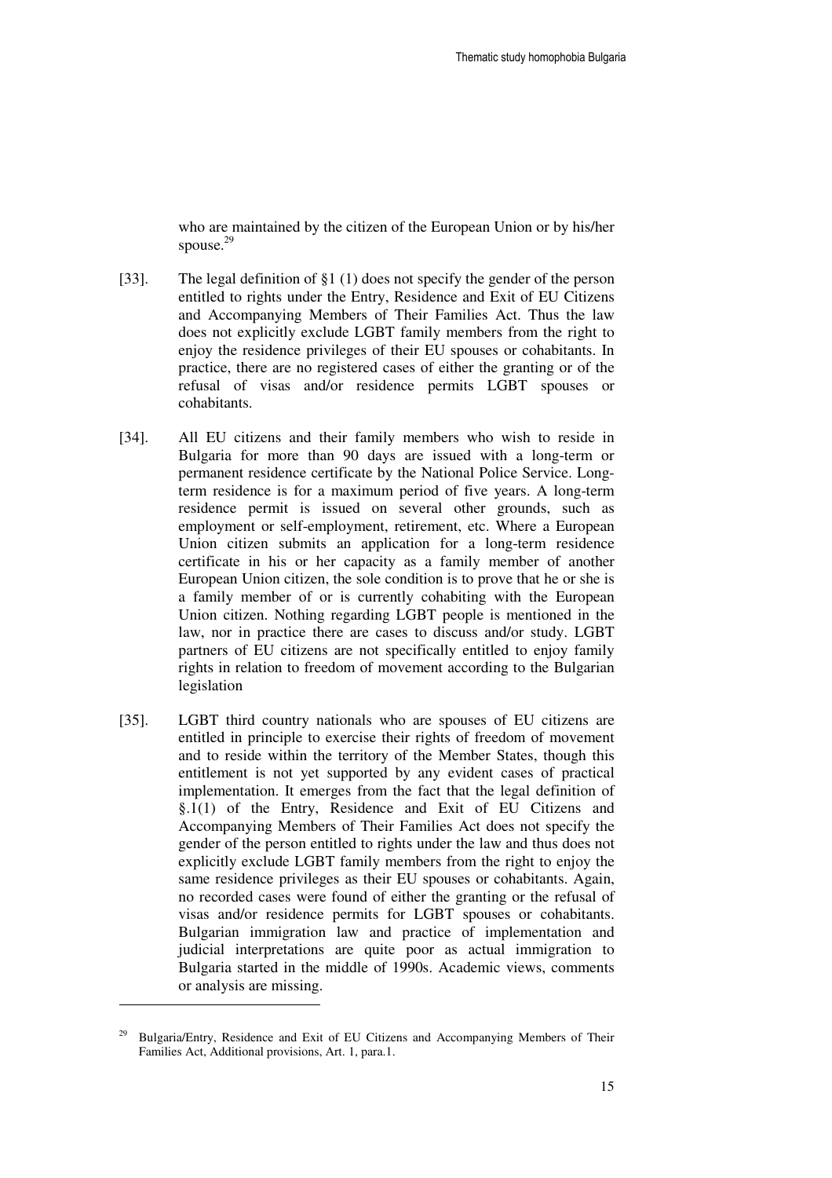who are maintained by the citizen of the European Union or by his/her spouse.[29]

[33]. The legal definition of §1 (1) does not specify the gender of the person entitled to rights under the Entry, Residence and Exit of EU Citizens and Accompanying Members of Their Families Act. Thus the law does not explicitly exclude LGBT family members from the right to enjoy the residence privileges of their EU spouses or cohabitants. In practice, there are no registered cases of either the granting or of the refusal of visas and/or residence permits LGBT spouses or cohabitants.

[34]. All EU citizens and their family members who wish to reside in Bulgaria for more than 90 days are issued with a long-term or permanent residence certificate by the National Police Service. Long-term residence is for a maximum period of five years. A long-term residence permit is issued on several other grounds, such as employment or self-employment, retirement, etc. Where a European Union citizen submits an application for a long-term residence certificate in his or her capacity as a family member of another European Union citizen, the sole condition is to prove that he or she is a family member of or is currently cohabiting with the European Union citizen. Nothing regarding LGBT people is mentioned in the law, nor in practice there are cases to discuss and/or study. LGBT partners of EU citizens are not specifically entitled to enjoy family rights in relation to freedom of movement according to the Bulgarian legislation

[35]. LGBT third country nationals who are spouses of EU citizens are entitled in principle to exercise their rights of freedom of movement and to reside within the territory of the Member States, though this entitlement is not yet supported by any evident cases of practical implementation. It emerges from the fact that the legal definition of §.1(1) of the Entry, Residence and Exit of EU Citizens and Accompanying Members of Their Families Act does not specify the gender of the person entitled to rights under the law and thus does not explicitly exclude LGBT family members from the right to enjoy the same residence privileges as their EU spouses or cohabitants. Again, no recorded cases were found of either the granting or the refusal of visas and/or residence permits for LGBT spouses or cohabitants. Bulgarian immigration law and practice of implementation and judicial interpretations are quite poor as actual immigration to Bulgaria started in the middle of 1990s. Academic views, comments or analysis are missing.

---

[29] Bulgaria/Entry, Residence and Exit of EU Citizens and Accompanying Members of Their Families Act, Additional provisions, Art. 1, para.1.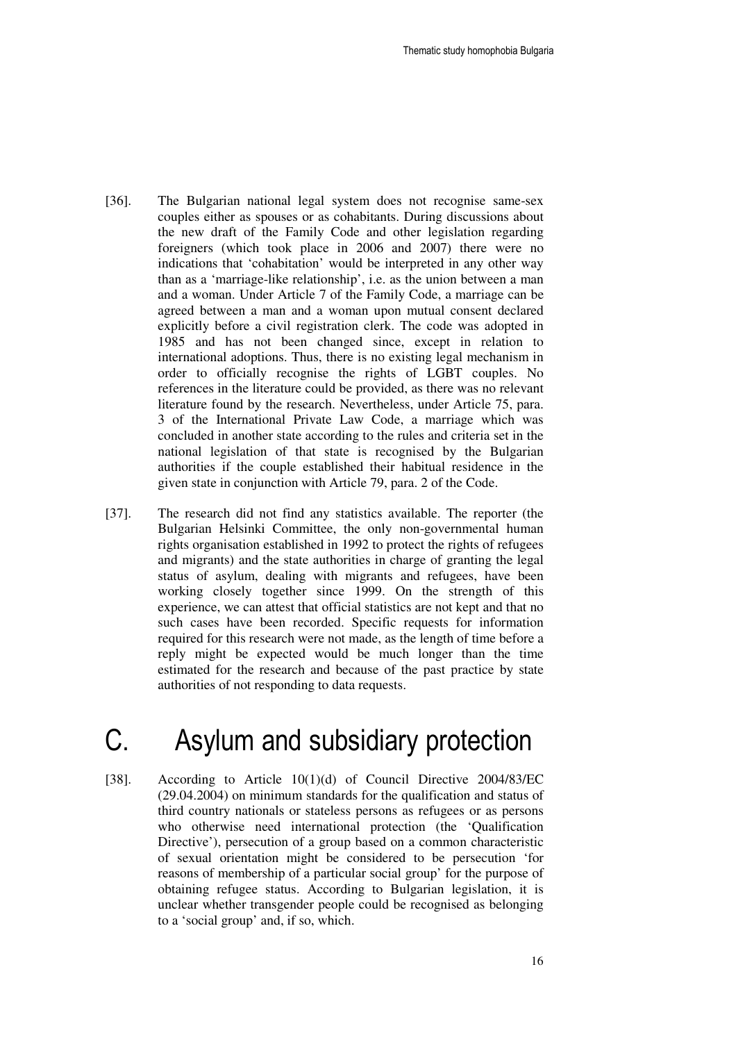[36]. The Bulgarian national legal system does not recognise same-sex couples either as spouses or as cohabitants. During discussions about the new draft of the Family Code and other legislation regarding foreigners (which took place in 2006 and 2007) there were no indications that 'cohabitation' would be interpreted in any other way than as a 'marriage-like relationship', i.e. as the union between a man and a woman. Under Article 7 of the Family Code, a marriage can be agreed between a man and a woman upon mutual consent declared explicitly before a civil registration clerk. The code was adopted in 1985 and has not been changed since, except in relation to international adoptions. Thus, there is no existing legal mechanism in order to officially recognise the rights of LGBT couples. No references in the literature could be provided, as there was no relevant literature found by the research. Nevertheless, under Article 75, para. 3 of the International Private Law Code, a marriage which was concluded in another state according to the rules and criteria set in the national legislation of that state is recognised by the Bulgarian authorities if the couple established their habitual residence in the given state in conjunction with Article 79, para. 2 of the Code.

[37]. The research did not find any statistics available. The reporter (the Bulgarian Helsinki Committee, the only non-governmental human rights organisation established in 1992 to protect the rights of refugees and migrants) and the state authorities in charge of granting the legal status of asylum, dealing with migrants and refugees, have been working closely together since 1999. On the strength of this experience, we can attest that official statistics are not kept and that no such cases have been recorded. Specific requests for information required for this research were not made, as the length of time before a reply might be expected would be much longer than the time estimated for the research and because of the past practice by state authorities of not responding to data requests.

# C. Asylum and subsidiary protection

[38]. According to Article 10(1)(d) of Council Directive 2004/83/EC (29.04.2004) on minimum standards for the qualification and status of third country nationals or stateless persons as refugees or as persons who otherwise need international protection (the 'Qualification Directive'), persecution of a group based on a common characteristic of sexual orientation might be considered to be persecution 'for reasons of membership of a particular social group' for the purpose of obtaining refugee status. According to Bulgarian legislation, it is unclear whether transgender people could be recognised as belonging to a 'social group' and, if so, which.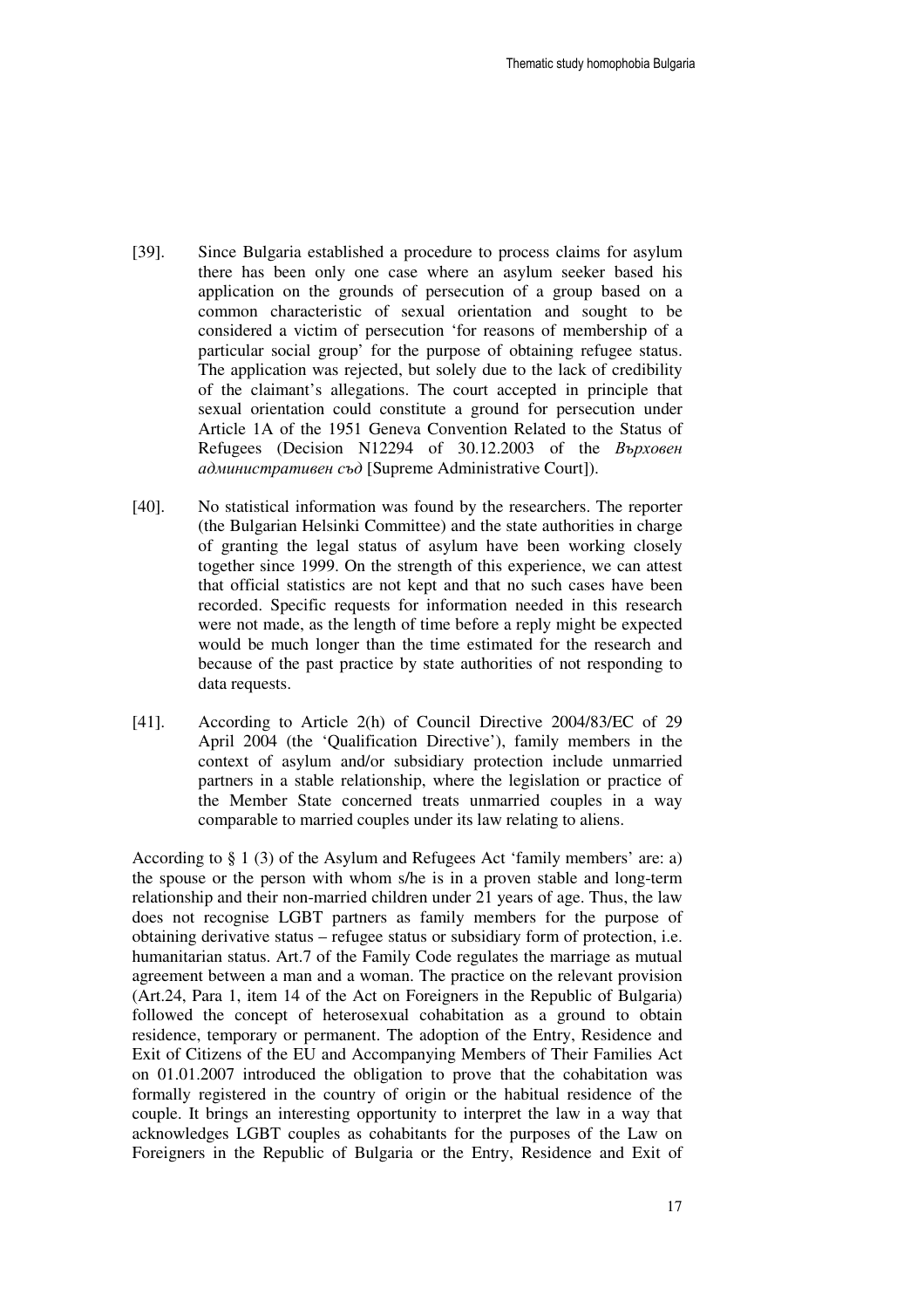[39]. Since Bulgaria established a procedure to process claims for asylum there has been only one case where an asylum seeker based his application on the grounds of persecution of a group based on a common characteristic of sexual orientation and sought to be considered a victim of persecution 'for reasons of membership of a particular social group' for the purpose of obtaining refugee status. The application was rejected, but solely due to the lack of credibility of the claimant's allegations. The court accepted in principle that sexual orientation could constitute a ground for persecution under Article 1A of the 1951 Geneva Convention Related to the Status of Refugees (Decision N12294 of 30.12.2003 of the *Върховен административен съд* [Supreme Administrative Court]).

[40]. No statistical information was found by the researchers. The reporter (the Bulgarian Helsinki Committee) and the state authorities in charge of granting the legal status of asylum have been working closely together since 1999. On the strength of this experience, we can attest that official statistics are not kept and that no such cases have been recorded. Specific requests for information needed in this research were not made, as the length of time before a reply might be expected would be much longer than the time estimated for the research and because of the past practice by state authorities of not responding to data requests.

[41]. According to Article 2(h) of Council Directive 2004/83/EC of 29 April 2004 (the 'Qualification Directive'), family members in the context of asylum and/or subsidiary protection include unmarried partners in a stable relationship, where the legislation or practice of the Member State concerned treats unmarried couples in a way comparable to married couples under its law relating to aliens.

According to § 1 (3) of the Asylum and Refugees Act 'family members' are: a) the spouse or the person with whom s/he is in a proven stable and long-term relationship and their non-married children under 21 years of age. Thus, the law does not recognise LGBT partners as family members for the purpose of obtaining derivative status – refugee status or subsidiary form of protection, i.e. humanitarian status. Art.7 of the Family Code regulates the marriage as mutual agreement between a man and a woman. The practice on the relevant provision (Art.24, Para 1, item 14 of the Act on Foreigners in the Republic of Bulgaria) followed the concept of heterosexual cohabitation as a ground to obtain residence, temporary or permanent. The adoption of the Entry, Residence and Exit of Citizens of the EU and Accompanying Members of Their Families Act on 01.01.2007 introduced the obligation to prove that the cohabitation was formally registered in the country of origin or the habitual residence of the couple. It brings an interesting opportunity to interpret the law in a way that acknowledges LGBT couples as cohabitants for the purposes of the Law on Foreigners in the Republic of Bulgaria or the Entry, Residence and Exit of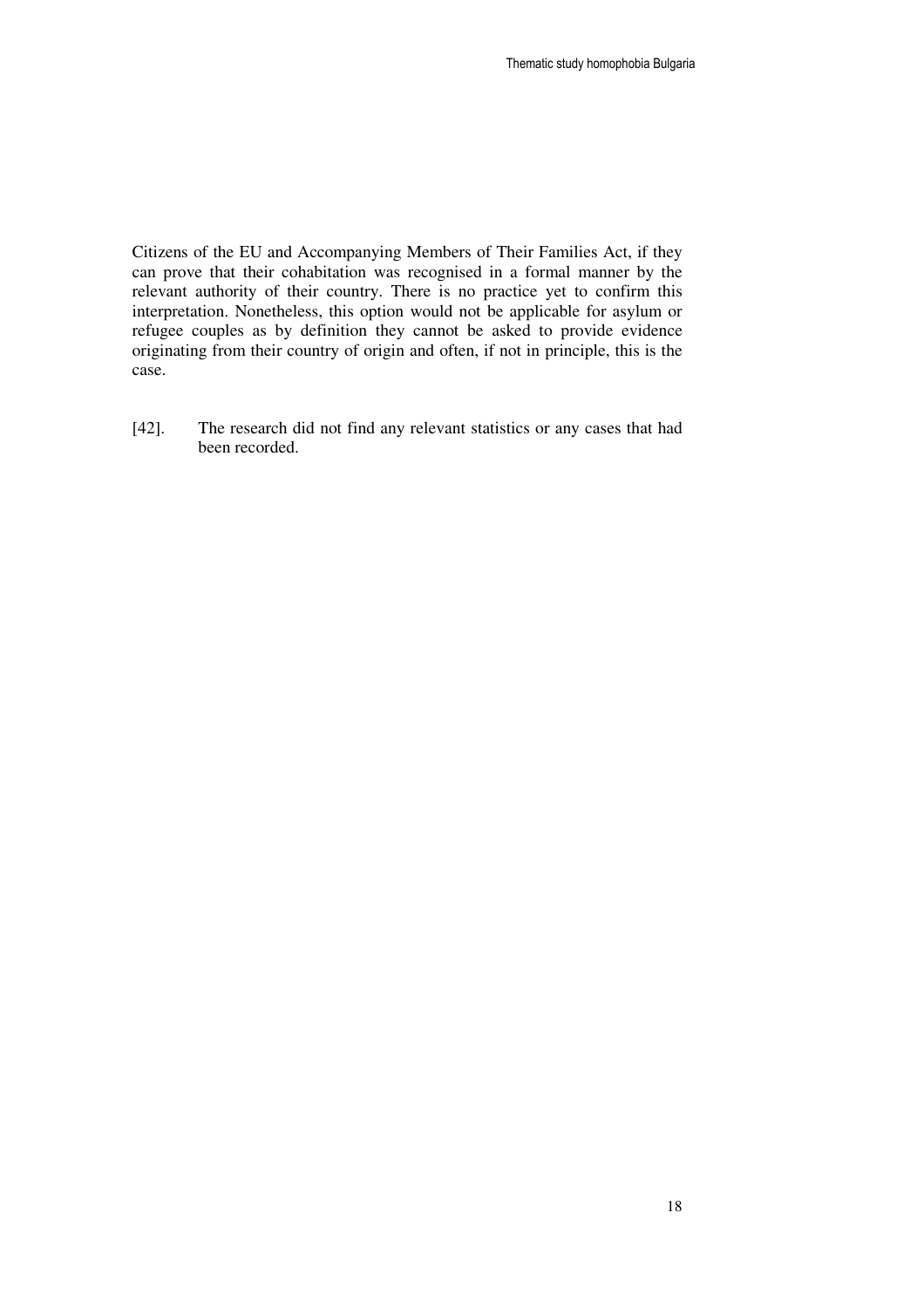Citizens of the EU and Accompanying Members of Their Families Act, if they can prove that their cohabitation was recognised in a formal manner by the relevant authority of their country. There is no practice yet to confirm this interpretation. Nonetheless, this option would not be applicable for asylum or refugee couples as by definition they cannot be asked to provide evidence originating from their country of origin and often, if not in principle, this is the case.

[42]. The research did not find any relevant statistics or any cases that had been recorded.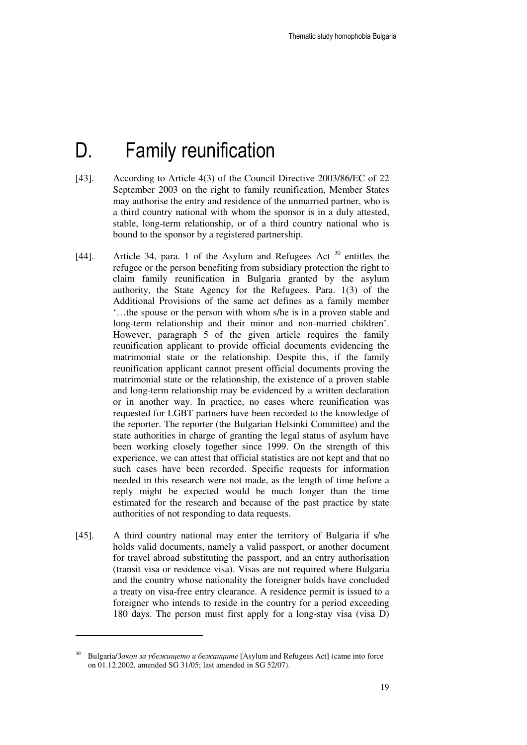# D. Family reunification

[43]. According to Article 4(3) of the Council Directive 2003/86/EC of 22 September 2003 on the right to family reunification, Member States may authorise the entry and residence of the unmarried partner, who is a third country national with whom the sponsor is in a duly attested, stable, long-term relationship, or of a third country national who is bound to the sponsor by a registered partnership.

[44]. Article 34, para. 1 of the Asylum and Refugees Act [30] entitles the refugee or the person benefiting from subsidiary protection the right to claim family reunification in Bulgaria granted by the asylum authority, the State Agency for the Refugees. Para. 1(3) of the Additional Provisions of the same act defines as a family member '…the spouse or the person with whom s/he is in a proven stable and long-term relationship and their minor and non-married children'. However, paragraph 5 of the given article requires the family reunification applicant to provide official documents evidencing the matrimonial state or the relationship. Despite this, if the family reunification applicant cannot present official documents proving the matrimonial state or the relationship, the existence of a proven stable and long-term relationship may be evidenced by a written declaration or in another way. In practice, no cases where reunification was requested for LGBT partners have been recorded to the knowledge of the reporter. The reporter (the Bulgarian Helsinki Committee) and the state authorities in charge of granting the legal status of asylum have been working closely together since 1999. On the strength of this experience, we can attest that official statistics are not kept and that no such cases have been recorded. Specific requests for information needed in this research were not made, as the length of time before a reply might be expected would be much longer than the time estimated for the research and because of the past practice by state authorities of not responding to data requests.

[45]. A third country national may enter the territory of Bulgaria if s/he holds valid documents, namely a valid passport, or another document for travel abroad substituting the passport, and an entry authorisation (transit visa or residence visa). Visas are not required where Bulgaria and the country whose nationality the foreigner holds have concluded a treaty on visa-free entry clearance. A residence permit is issued to a foreigner who intends to reside in the country for a period exceeding 180 days. The person must first apply for a long-stay visa (visa D)

---

[30] Bulgaria/*Закон за убежището и бежанците* [Asylum and Refugees Act] (came into force on 01.12.2002, amended SG 31/05; last amended in SG 52/07).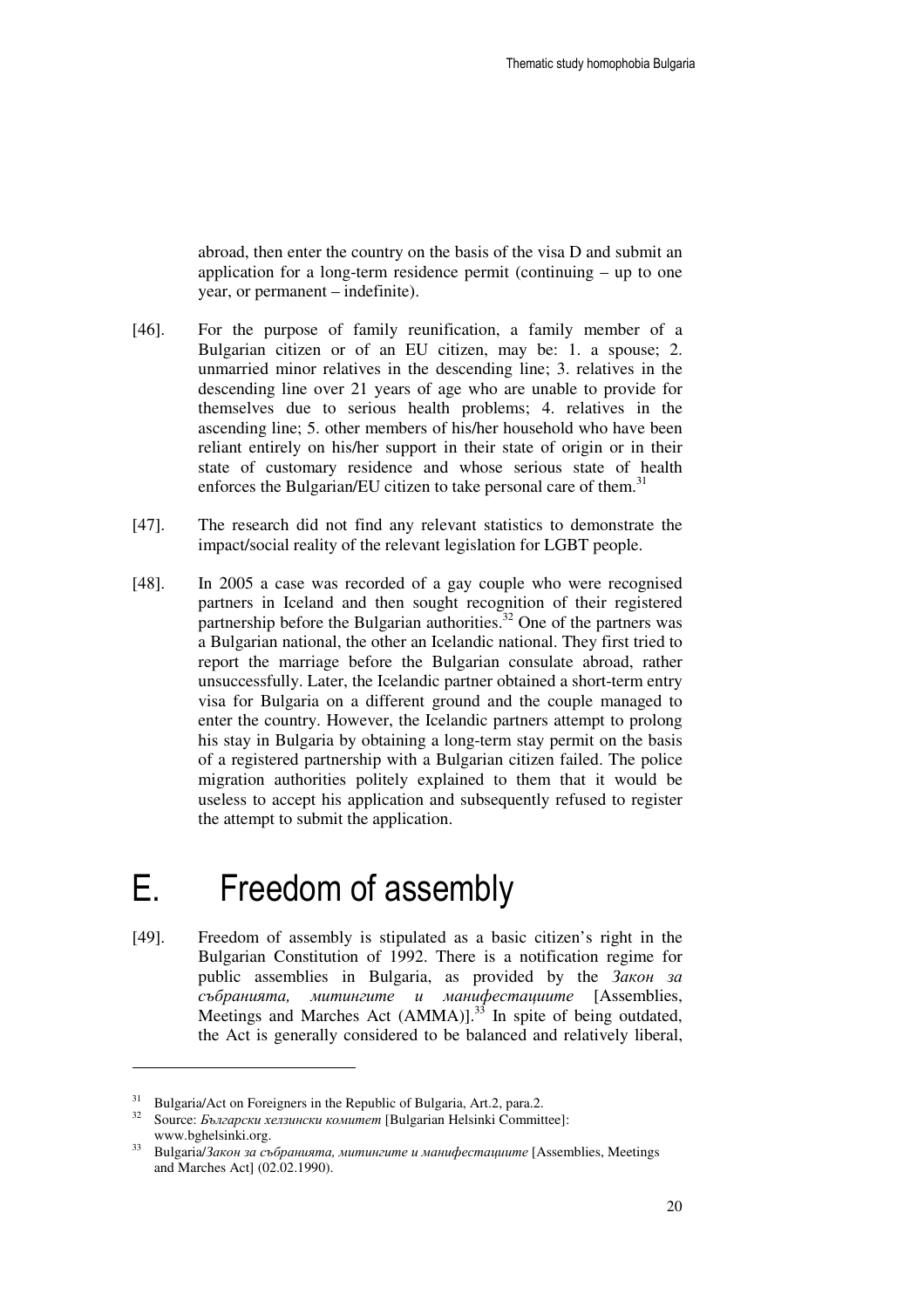abroad, then enter the country on the basis of the visa D and submit an application for a long-term residence permit (continuing – up to one year, or permanent – indefinite).

[46]. For the purpose of family reunification, a family member of a Bulgarian citizen or of an EU citizen, may be: 1. a spouse; 2. unmarried minor relatives in the descending line; 3. relatives in the descending line over 21 years of age who are unable to provide for themselves due to serious health problems; 4. relatives in the ascending line; 5. other members of his/her household who have been reliant entirely on his/her support in their state of origin or in their state of customary residence and whose serious state of health enforces the Bulgarian/EU citizen to take personal care of them.[31]

[47]. The research did not find any relevant statistics to demonstrate the impact/social reality of the relevant legislation for LGBT people.

[48]. In 2005 a case was recorded of a gay couple who were recognised partners in Iceland and then sought recognition of their registered partnership before the Bulgarian authorities.[32] One of the partners was a Bulgarian national, the other an Icelandic national. They first tried to report the marriage before the Bulgarian consulate abroad, rather unsuccessfully. Later, the Icelandic partner obtained a short-term entry visa for Bulgaria on a different ground and the couple managed to enter the country. However, the Icelandic partners attempt to prolong his stay in Bulgaria by obtaining a long-term stay permit on the basis of a registered partnership with a Bulgarian citizen failed. The police migration authorities politely explained to them that it would be useless to accept his application and subsequently refused to register the attempt to submit the application.

# E. Freedom of assembly

[49]. Freedom of assembly is stipulated as a basic citizen's right in the Bulgarian Constitution of 1992. There is a notification regime for public assemblies in Bulgaria, as provided by the *Закон за събранията, митингите и манифестациите* [Assemblies, Meetings and Marches Act (AMMA)].[33] In spite of being outdated, the Act is generally considered to be balanced and relatively liberal,

---

[31] Bulgaria/Act on Foreigners in the Republic of Bulgaria, Art.2, para.2.

[32] Source: *Български хелзински комитет* [Bulgarian Helsinki Committee]: www.bghelsinki.org.

[33] Bulgaria/*Закон за събранията, митингите и манифестациите* [Assemblies, Meetings and Marches Act] (02.02.1990).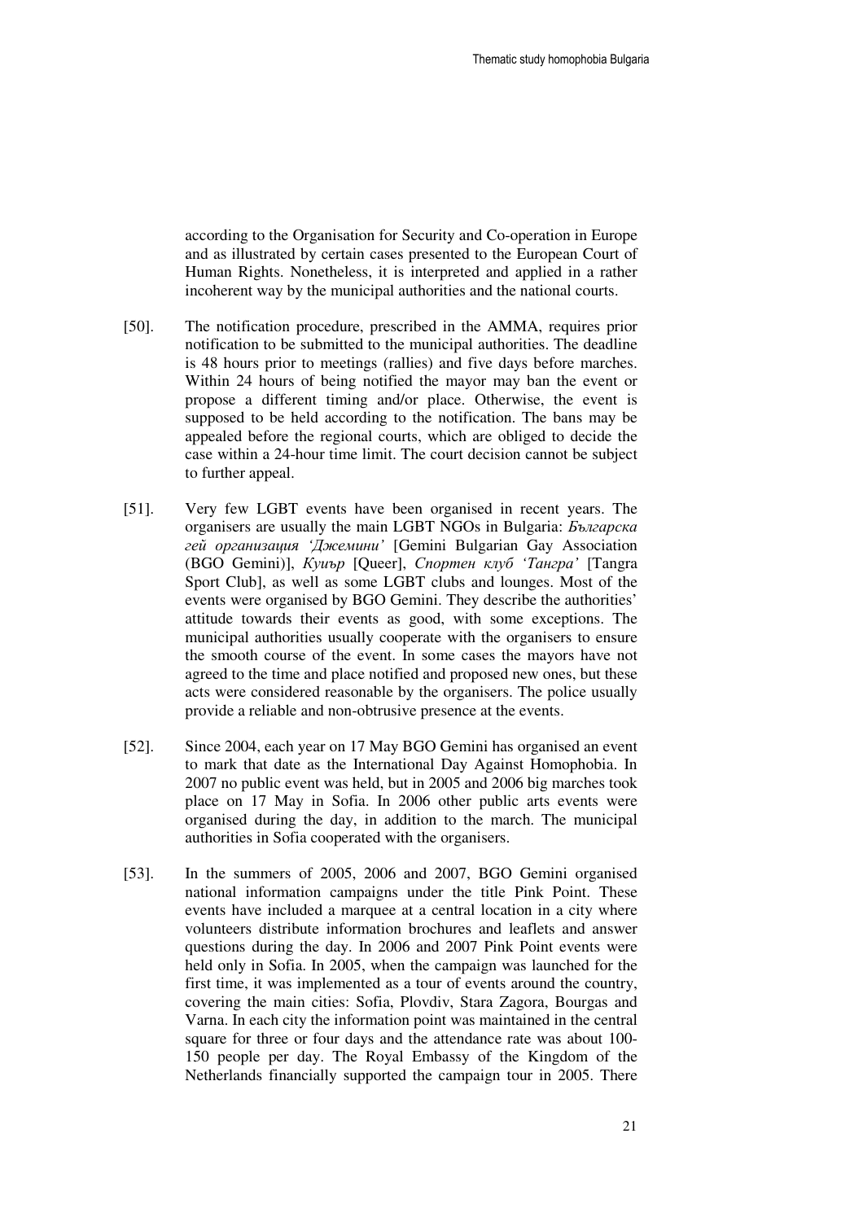according to the Organisation for Security and Co-operation in Europe and as illustrated by certain cases presented to the European Court of Human Rights. Nonetheless, it is interpreted and applied in a rather incoherent way by the municipal authorities and the national courts.

[50]. The notification procedure, prescribed in the AMMA, requires prior notification to be submitted to the municipal authorities. The deadline is 48 hours prior to meetings (rallies) and five days before marches. Within 24 hours of being notified the mayor may ban the event or propose a different timing and/or place. Otherwise, the event is supposed to be held according to the notification. The bans may be appealed before the regional courts, which are obliged to decide the case within a 24-hour time limit. The court decision cannot be subject to further appeal.

[51]. Very few LGBT events have been organised in recent years. The organisers are usually the main LGBT NGOs in Bulgaria: *Българска гей организация 'Джемини'* [Gemini Bulgarian Gay Association (BGO Gemini)], *Куиър* [Queer], *Спортен клуб 'Тангра'* [Tangra Sport Club], as well as some LGBT clubs and lounges. Most of the events were organised by BGO Gemini. They describe the authorities' attitude towards their events as good, with some exceptions. The municipal authorities usually cooperate with the organisers to ensure the smooth course of the event. In some cases the mayors have not agreed to the time and place notified and proposed new ones, but these acts were considered reasonable by the organisers. The police usually provide a reliable and non-obtrusive presence at the events.

[52]. Since 2004, each year on 17 May BGO Gemini has organised an event to mark that date as the International Day Against Homophobia. In 2007 no public event was held, but in 2005 and 2006 big marches took place on 17 May in Sofia. In 2006 other public arts events were organised during the day, in addition to the march. The municipal authorities in Sofia cooperated with the organisers.

[53]. In the summers of 2005, 2006 and 2007, BGO Gemini organised national information campaigns under the title Pink Point. These events have included a marquee at a central location in a city where volunteers distribute information brochures and leaflets and answer questions during the day. In 2006 and 2007 Pink Point events were held only in Sofia. In 2005, when the campaign was launched for the first time, it was implemented as a tour of events around the country, covering the main cities: Sofia, Plovdiv, Stara Zagora, Bourgas and Varna. In each city the information point was maintained in the central square for three or four days and the attendance rate was about 100-150 people per day. The Royal Embassy of the Kingdom of the Netherlands financially supported the campaign tour in 2005. There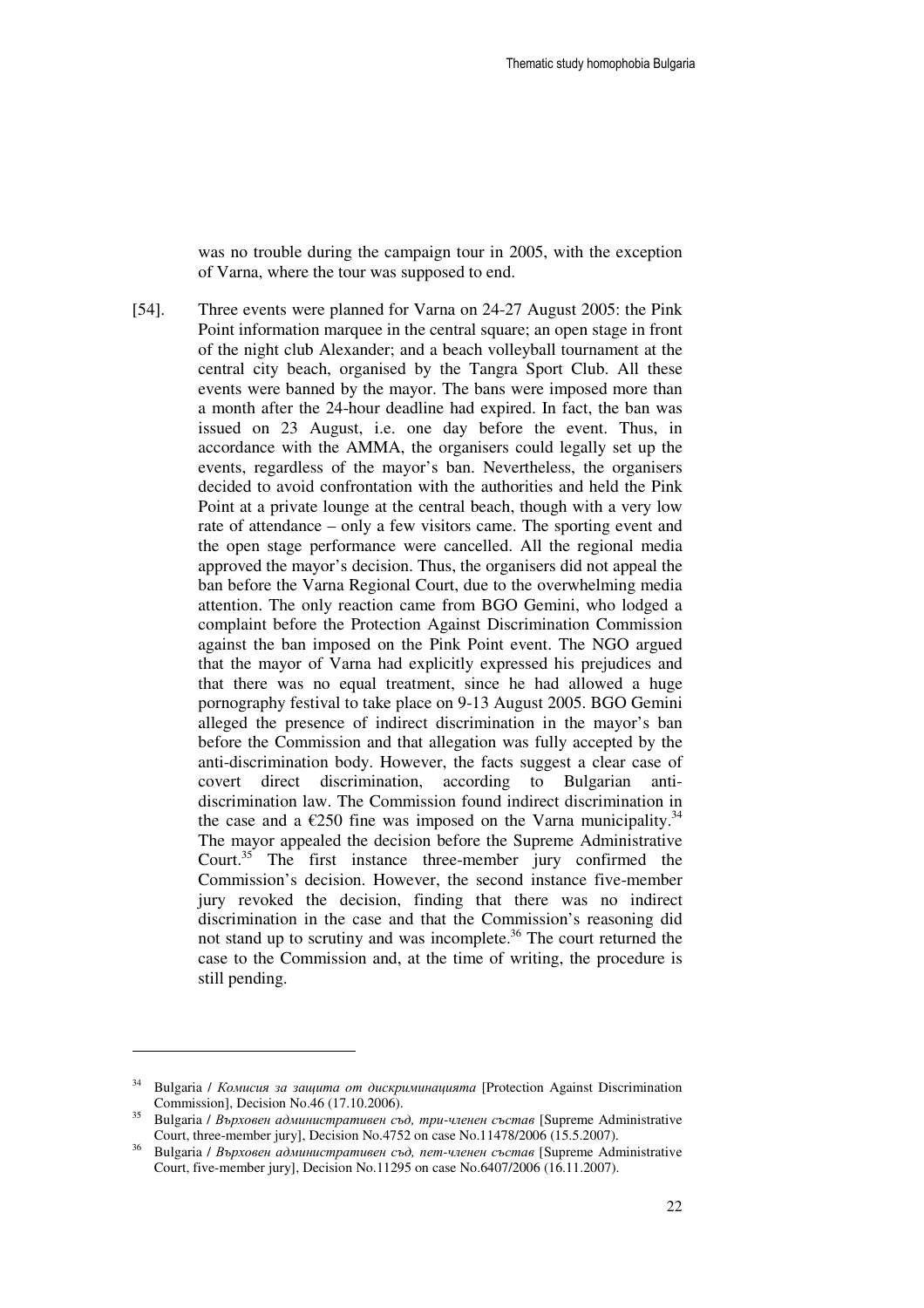was no trouble during the campaign tour in 2005, with the exception of Varna, where the tour was supposed to end.

[54]. Three events were planned for Varna on 24-27 August 2005: the Pink Point information marquee in the central square; an open stage in front of the night club Alexander; and a beach volleyball tournament at the central city beach, organised by the Tangra Sport Club. All these events were banned by the mayor. The bans were imposed more than a month after the 24-hour deadline had expired. In fact, the ban was issued on 23 August, i.e. one day before the event. Thus, in accordance with the AMMA, the organisers could legally set up the events, regardless of the mayor's ban. Nevertheless, the organisers decided to avoid confrontation with the authorities and held the Pink Point at a private lounge at the central beach, though with a very low rate of attendance – only a few visitors came. The sporting event and the open stage performance were cancelled. All the regional media approved the mayor's decision. Thus, the organisers did not appeal the ban before the Varna Regional Court, due to the overwhelming media attention. The only reaction came from BGO Gemini, who lodged a complaint before the Protection Against Discrimination Commission against the ban imposed on the Pink Point event. The NGO argued that the mayor of Varna had explicitly expressed his prejudices and that there was no equal treatment, since he had allowed a huge pornography festival to take place on 9-13 August 2005. BGO Gemini alleged the presence of indirect discrimination in the mayor's ban before the Commission and that allegation was fully accepted by the anti-discrimination body. However, the facts suggest a clear case of covert direct discrimination, according to Bulgarian anti-discrimination law. The Commission found indirect discrimination in the case and a €250 fine was imposed on the Varna municipality.[34] The mayor appealed the decision before the Supreme Administrative Court.[35] The first instance three-member jury confirmed the Commission's decision. However, the second instance five-member jury revoked the decision, finding that there was no indirect discrimination in the case and that the Commission's reasoning did not stand up to scrutiny and was incomplete.[36] The court returned the case to the Commission and, at the time of writing, the procedure is still pending.

---

[34] Bulgaria / *Комисия за защита от дискриминацията* [Protection Against Discrimination Commission], Decision No.46 (17.10.2006).

[35] Bulgaria / *Върховен административен съд, три-членен състав* [Supreme Administrative Court, three-member jury], Decision No.4752 on case No.11478/2006 (15.5.2007).

[36] Bulgaria / *Върховен административен съд, пет-членен състав* [Supreme Administrative Court, five-member jury], Decision No.11295 on case No.6407/2006 (16.11.2007).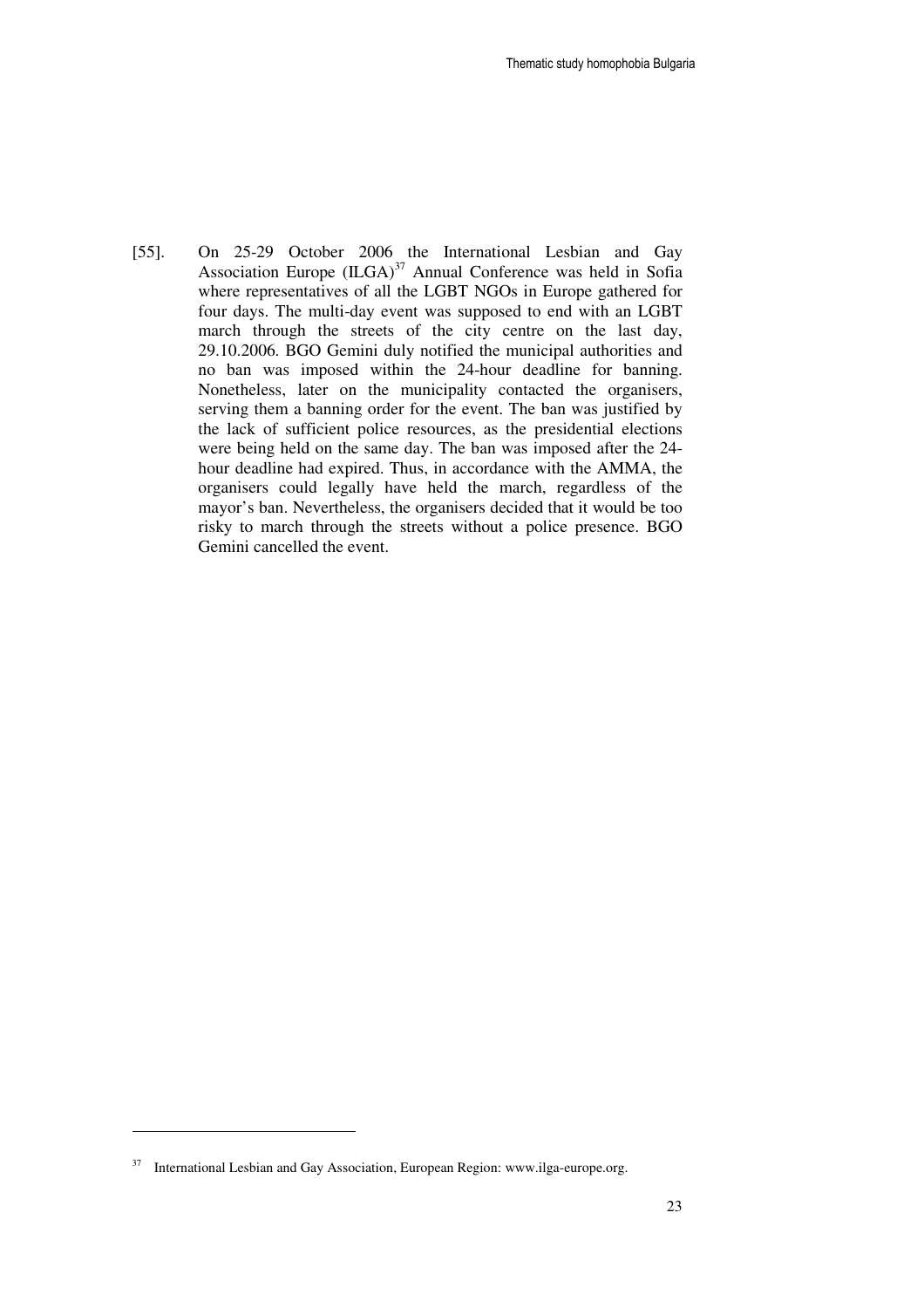[55]. On 25-29 October 2006 the International Lesbian and Gay Association Europe (ILGA)[37] Annual Conference was held in Sofia where representatives of all the LGBT NGOs in Europe gathered for four days. The multi-day event was supposed to end with an LGBT march through the streets of the city centre on the last day, 29.10.2006. BGO Gemini duly notified the municipal authorities and no ban was imposed within the 24-hour deadline for banning. Nonetheless, later on the municipality contacted the organisers, serving them a banning order for the event. The ban was justified by the lack of sufficient police resources, as the presidential elections were being held on the same day. The ban was imposed after the 24-hour deadline had expired. Thus, in accordance with the AMMA, the organisers could legally have held the march, regardless of the mayor's ban. Nevertheless, the organisers decided that it would be too risky to march through the streets without a police presence. BGO Gemini cancelled the event.

[37] International Lesbian and Gay Association, European Region: www.ilga-europe.org.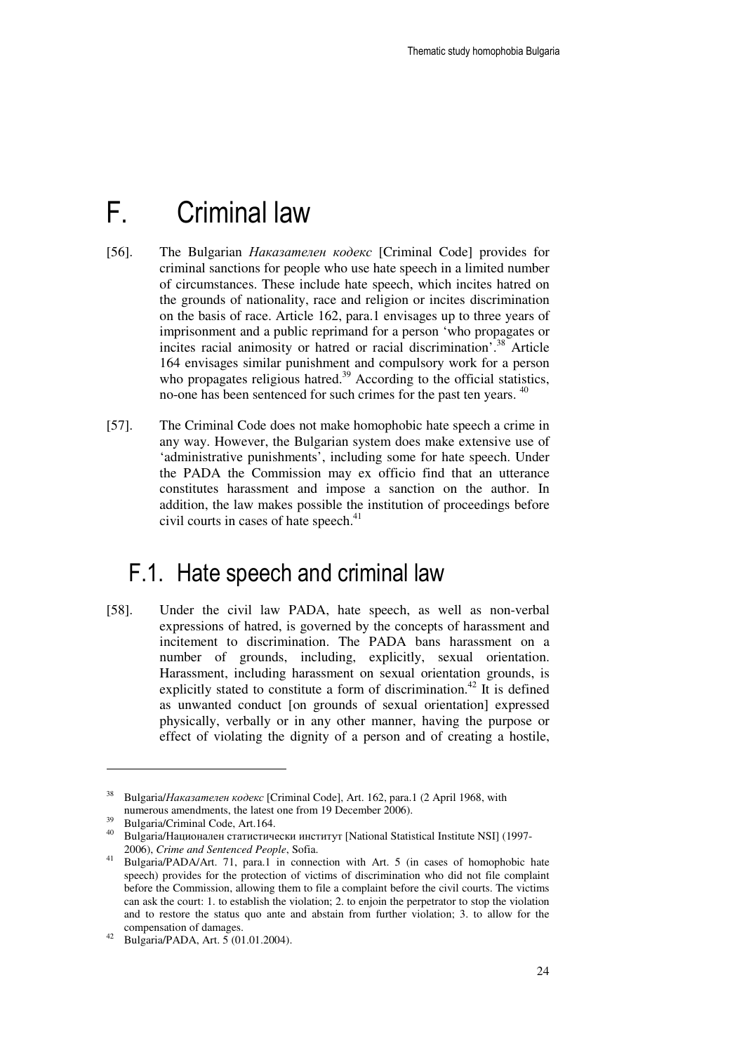# F. Criminal law

[56]. The Bulgarian *Наказателен кодекс* [Criminal Code] provides for criminal sanctions for people who use hate speech in a limited number of circumstances. These include hate speech, which incites hatred on the grounds of nationality, race and religion or incites discrimination on the basis of race. Article 162, para.1 envisages up to three years of imprisonment and a public reprimand for a person 'who propagates or incites racial animosity or hatred or racial discrimination'.[38] Article 164 envisages similar punishment and compulsory work for a person who propagates religious hatred.[39] According to the official statistics, no-one has been sentenced for such crimes for the past ten years. [40]

[57]. The Criminal Code does not make homophobic hate speech a crime in any way. However, the Bulgarian system does make extensive use of 'administrative punishments', including some for hate speech. Under the PADA the Commission may ex officio find that an utterance constitutes harassment and impose a sanction on the author. In addition, the law makes possible the institution of proceedings before civil courts in cases of hate speech.[41]

## F.1. Hate speech and criminal law

[58]. Under the civil law PADA, hate speech, as well as non-verbal expressions of hatred, is governed by the concepts of harassment and incitement to discrimination. The PADA bans harassment on a number of grounds, including, explicitly, sexual orientation. Harassment, including harassment on sexual orientation grounds, is explicitly stated to constitute a form of discrimination.[42] It is defined as unwanted conduct [on grounds of sexual orientation] expressed physically, verbally or in any other manner, having the purpose or effect of violating the dignity of a person and of creating a hostile,

---

[38] Bulgaria/*Наказателен кодекс* [Criminal Code], Art. 162, para.1 (2 April 1968, with numerous amendments, the latest one from 19 December 2006).

[39] Bulgaria/Criminal Code, Art.164.

[40] Bulgaria/Национален статистически институт [National Statistical Institute NSI] (1997-2006), *Crime and Sentenced People*, Sofia.

[41] Bulgaria/PADA/Art. 71, para.1 in connection with Art. 5 (in cases of homophobic hate speech) provides for the protection of victims of discrimination who did not file complaint before the Commission, allowing them to file a complaint before the civil courts. The victims can ask the court: 1. to establish the violation; 2. to enjoin the perpetrator to stop the violation and to restore the status quo ante and abstain from further violation; 3. to allow for the compensation of damages.

[42] Bulgaria/PADA, Art. 5 (01.01.2004).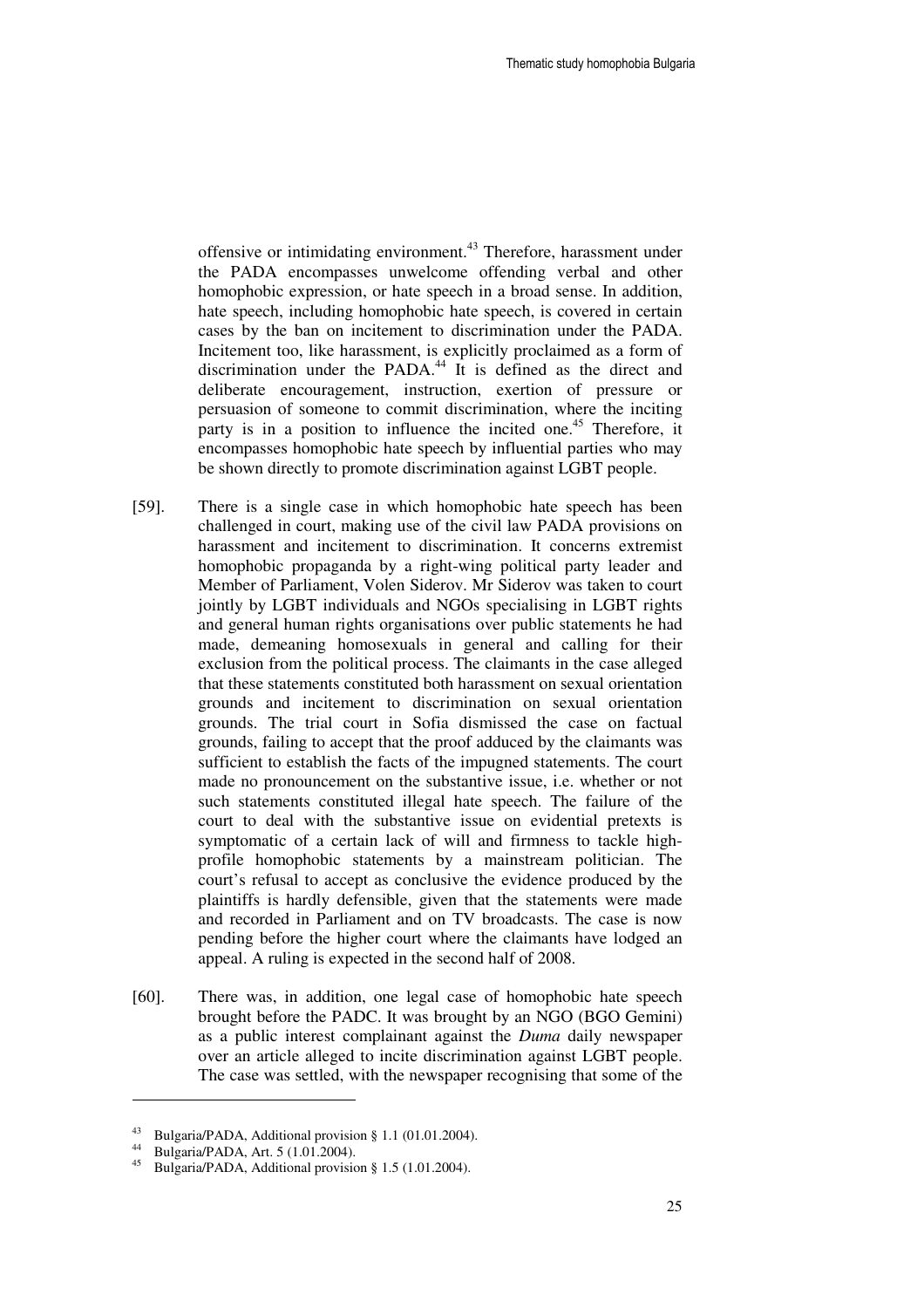offensive or intimidating environment.[43] Therefore, harassment under the PADA encompasses unwelcome offending verbal and other homophobic expression, or hate speech in a broad sense. In addition, hate speech, including homophobic hate speech, is covered in certain cases by the ban on incitement to discrimination under the PADA. Incitement too, like harassment, is explicitly proclaimed as a form of discrimination under the PADA.[44] It is defined as the direct and deliberate encouragement, instruction, exertion of pressure or persuasion of someone to commit discrimination, where the inciting party is in a position to influence the incited one.[45] Therefore, it encompasses homophobic hate speech by influential parties who may be shown directly to promote discrimination against LGBT people.

[59]. There is a single case in which homophobic hate speech has been challenged in court, making use of the civil law PADA provisions on harassment and incitement to discrimination. It concerns extremist homophobic propaganda by a right-wing political party leader and Member of Parliament, Volen Siderov. Mr Siderov was taken to court jointly by LGBT individuals and NGOs specialising in LGBT rights and general human rights organisations over public statements he had made, demeaning homosexuals in general and calling for their exclusion from the political process. The claimants in the case alleged that these statements constituted both harassment on sexual orientation grounds and incitement to discrimination on sexual orientation grounds. The trial court in Sofia dismissed the case on factual grounds, failing to accept that the proof adduced by the claimants was sufficient to establish the facts of the impugned statements. The court made no pronouncement on the substantive issue, i.e. whether or not such statements constituted illegal hate speech. The failure of the court to deal with the substantive issue on evidential pretexts is symptomatic of a certain lack of will and firmness to tackle high-profile homophobic statements by a mainstream politician. The court's refusal to accept as conclusive the evidence produced by the plaintiffs is hardly defensible, given that the statements were made and recorded in Parliament and on TV broadcasts. The case is now pending before the higher court where the claimants have lodged an appeal. A ruling is expected in the second half of 2008.

[60]. There was, in addition, one legal case of homophobic hate speech brought before the PADC. It was brought by an NGO (BGO Gemini) as a public interest complainant against the *Duma* daily newspaper over an article alleged to incite discrimination against LGBT people. The case was settled, with the newspaper recognising that some of the

---

[43] Bulgaria/PADA, Additional provision § 1.1 (01.01.2004).

[44] Bulgaria/PADA, Art. 5 (1.01.2004).

[45] Bulgaria/PADA, Additional provision § 1.5 (1.01.2004).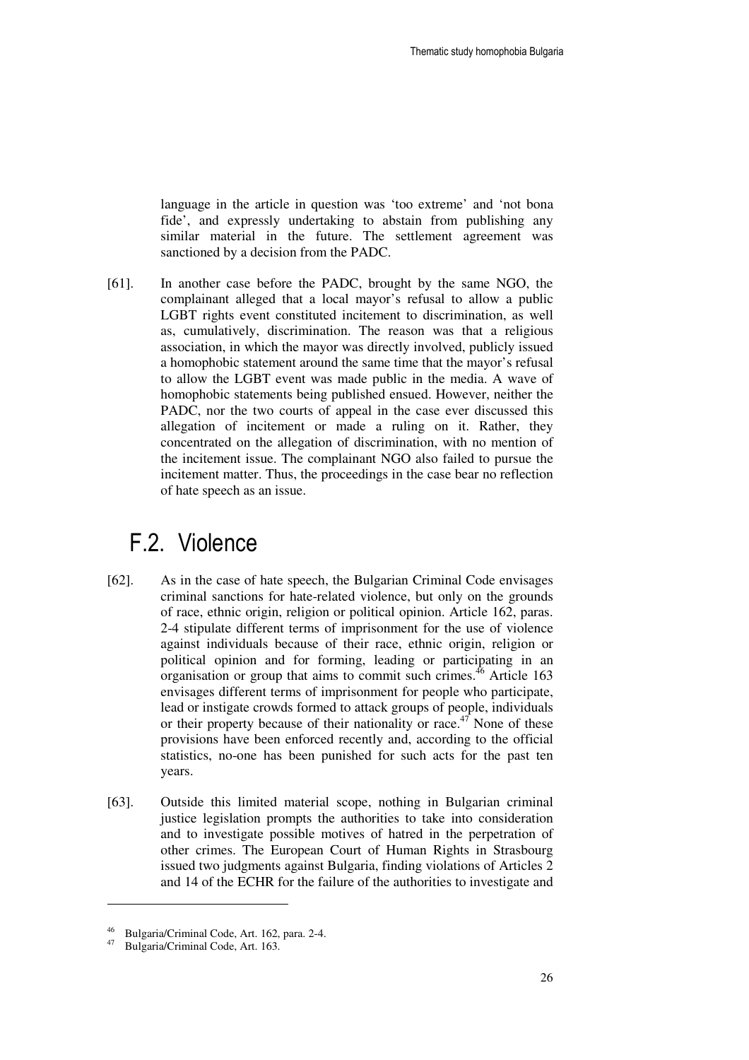language in the article in question was 'too extreme' and 'not bona fide', and expressly undertaking to abstain from publishing any similar material in the future. The settlement agreement was sanctioned by a decision from the PADC.

[61]. In another case before the PADC, brought by the same NGO, the complainant alleged that a local mayor's refusal to allow a public LGBT rights event constituted incitement to discrimination, as well as, cumulatively, discrimination. The reason was that a religious association, in which the mayor was directly involved, publicly issued a homophobic statement around the same time that the mayor's refusal to allow the LGBT event was made public in the media. A wave of homophobic statements being published ensued. However, neither the PADC, nor the two courts of appeal in the case ever discussed this allegation of incitement or made a ruling on it. Rather, they concentrated on the allegation of discrimination, with no mention of the incitement issue. The complainant NGO also failed to pursue the incitement matter. Thus, the proceedings in the case bear no reflection of hate speech as an issue.

## F.2. Violence

[62]. As in the case of hate speech, the Bulgarian Criminal Code envisages criminal sanctions for hate-related violence, but only on the grounds of race, ethnic origin, religion or political opinion. Article 162, paras. 2-4 stipulate different terms of imprisonment for the use of violence against individuals because of their race, ethnic origin, religion or political opinion and for forming, leading or participating in an organisation or group that aims to commit such crimes.[46] Article 163 envisages different terms of imprisonment for people who participate, lead or instigate crowds formed to attack groups of people, individuals or their property because of their nationality or race.[47] None of these provisions have been enforced recently and, according to the official statistics, no-one has been punished for such acts for the past ten years.

[63]. Outside this limited material scope, nothing in Bulgarian criminal justice legislation prompts the authorities to take into consideration and to investigate possible motives of hatred in the perpetration of other crimes. The European Court of Human Rights in Strasbourg issued two judgments against Bulgaria, finding violations of Articles 2 and 14 of the ECHR for the failure of the authorities to investigate and

---

[46] Bulgaria/Criminal Code, Art. 162, para. 2-4.

[47] Bulgaria/Criminal Code, Art. 163.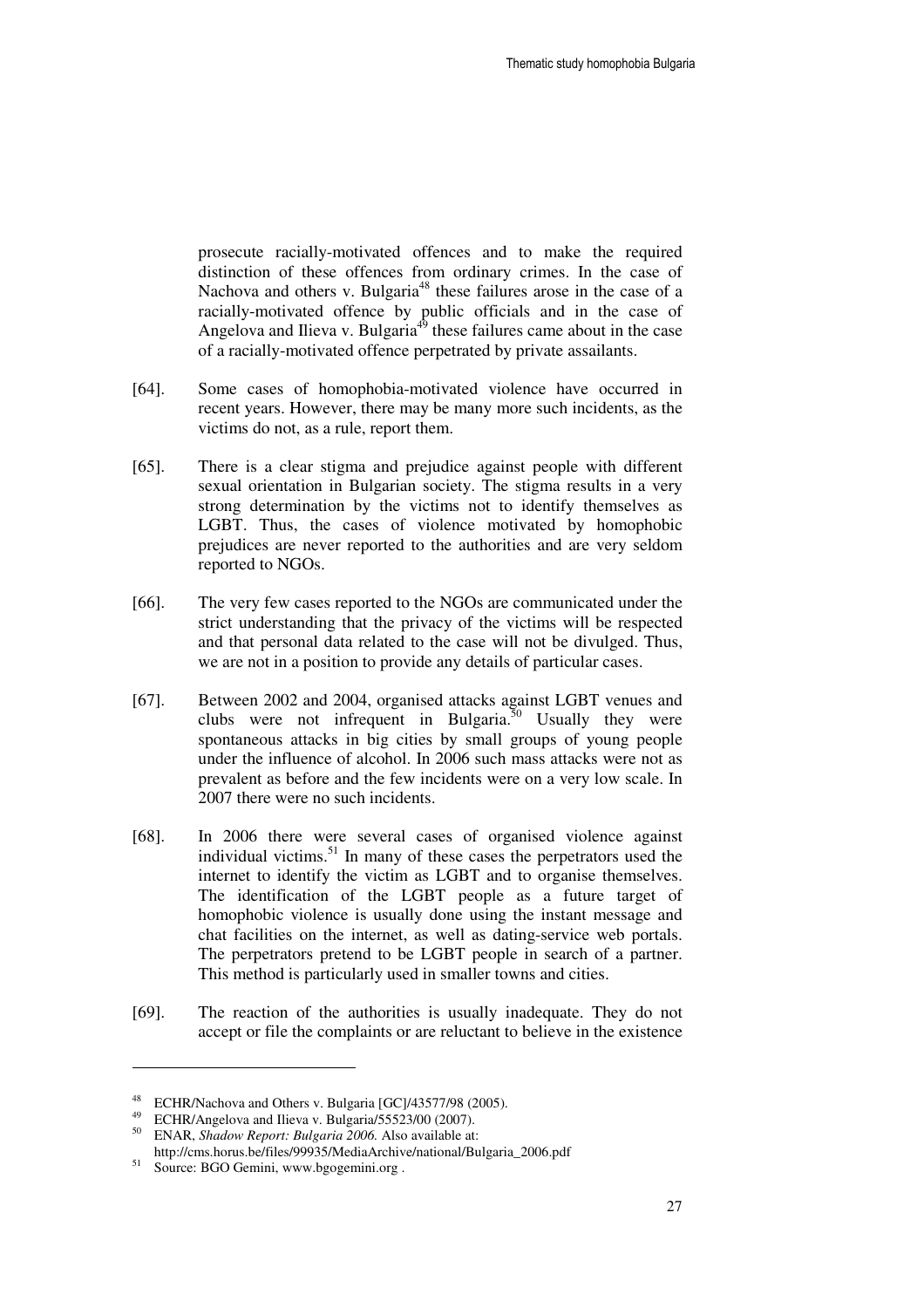prosecute racially-motivated offences and to make the required distinction of these offences from ordinary crimes. In the case of Nachova and others v. Bulgaria[48] these failures arose in the case of a racially-motivated offence by public officials and in the case of Angelova and Ilieva v. Bulgaria[49] these failures came about in the case of a racially-motivated offence perpetrated by private assailants.

[64]. Some cases of homophobia-motivated violence have occurred in recent years. However, there may be many more such incidents, as the victims do not, as a rule, report them.

[65]. There is a clear stigma and prejudice against people with different sexual orientation in Bulgarian society. The stigma results in a very strong determination by the victims not to identify themselves as LGBT. Thus, the cases of violence motivated by homophobic prejudices are never reported to the authorities and are very seldom reported to NGOs.

[66]. The very few cases reported to the NGOs are communicated under the strict understanding that the privacy of the victims will be respected and that personal data related to the case will not be divulged. Thus, we are not in a position to provide any details of particular cases.

[67]. Between 2002 and 2004, organised attacks against LGBT venues and clubs were not infrequent in Bulgaria.[50] Usually they were spontaneous attacks in big cities by small groups of young people under the influence of alcohol. In 2006 such mass attacks were not as prevalent as before and the few incidents were on a very low scale. In 2007 there were no such incidents.

[68]. In 2006 there were several cases of organised violence against individual victims.[51] In many of these cases the perpetrators used the internet to identify the victim as LGBT and to organise themselves. The identification of the LGBT people as a future target of homophobic violence is usually done using the instant message and chat facilities on the internet, as well as dating-service web portals. The perpetrators pretend to be LGBT people in search of a partner. This method is particularly used in smaller towns and cities.

[69]. The reaction of the authorities is usually inadequate. They do not accept or file the complaints or are reluctant to believe in the existence

---

[48] ECHR/Nachova and Others v. Bulgaria [GC]/43577/98 (2005).

[49] ECHR/Angelova and Ilieva v. Bulgaria/55523/00 (2007).

[50] ENAR, *Shadow Report: Bulgaria 2006.* Also available at: http://cms.horus.be/files/99935/MediaArchive/national/Bulgaria_2006.pdf

[51] Source: BGO Gemini, www.bgogemini.org .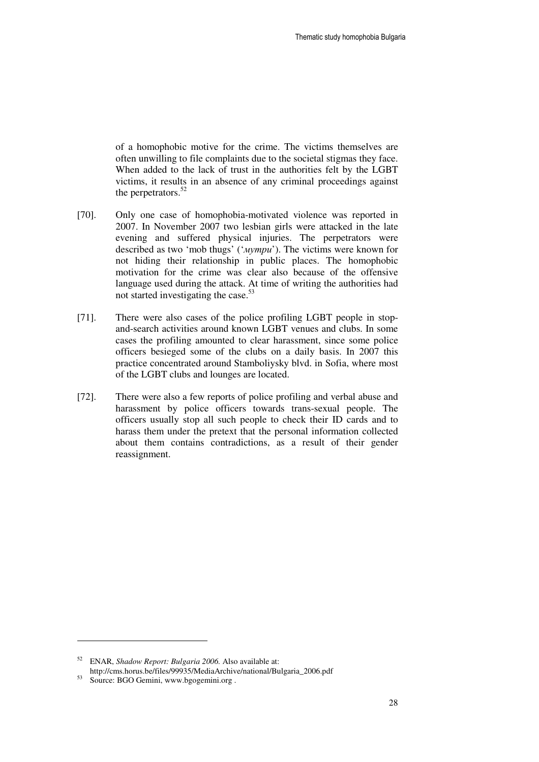of a homophobic motive for the crime. The victims themselves are often unwilling to file complaints due to the societal stigmas they face. When added to the lack of trust in the authorities felt by the LGBT victims, it results in an absence of any criminal proceedings against the perpetrators.[52]

[70]. Only one case of homophobia-motivated violence was reported in 2007. In November 2007 two lesbian girls were attacked in the late evening and suffered physical injuries. The perpetrators were described as two 'mob thugs' ('*мутри*'). The victims were known for not hiding their relationship in public places. The homophobic motivation for the crime was clear also because of the offensive language used during the attack. At time of writing the authorities had not started investigating the case.[53]

[71]. There were also cases of the police profiling LGBT people in stop-and-search activities around known LGBT venues and clubs. In some cases the profiling amounted to clear harassment, since some police officers besieged some of the clubs on a daily basis. In 2007 this practice concentrated around Stamboliysky blvd. in Sofia, where most of the LGBT clubs and lounges are located.

[72]. There were also a few reports of police profiling and verbal abuse and harassment by police officers towards trans-sexual people. The officers usually stop all such people to check their ID cards and to harass them under the pretext that the personal information collected about them contains contradictions, as a result of their gender reassignment.

---

[52] ENAR, *Shadow Report: Bulgaria 2006.* Also available at: http://cms.horus.be/files/99935/MediaArchive/national/Bulgaria_2006.pdf

[53] Source: BGO Gemini, www.bgogemini.org .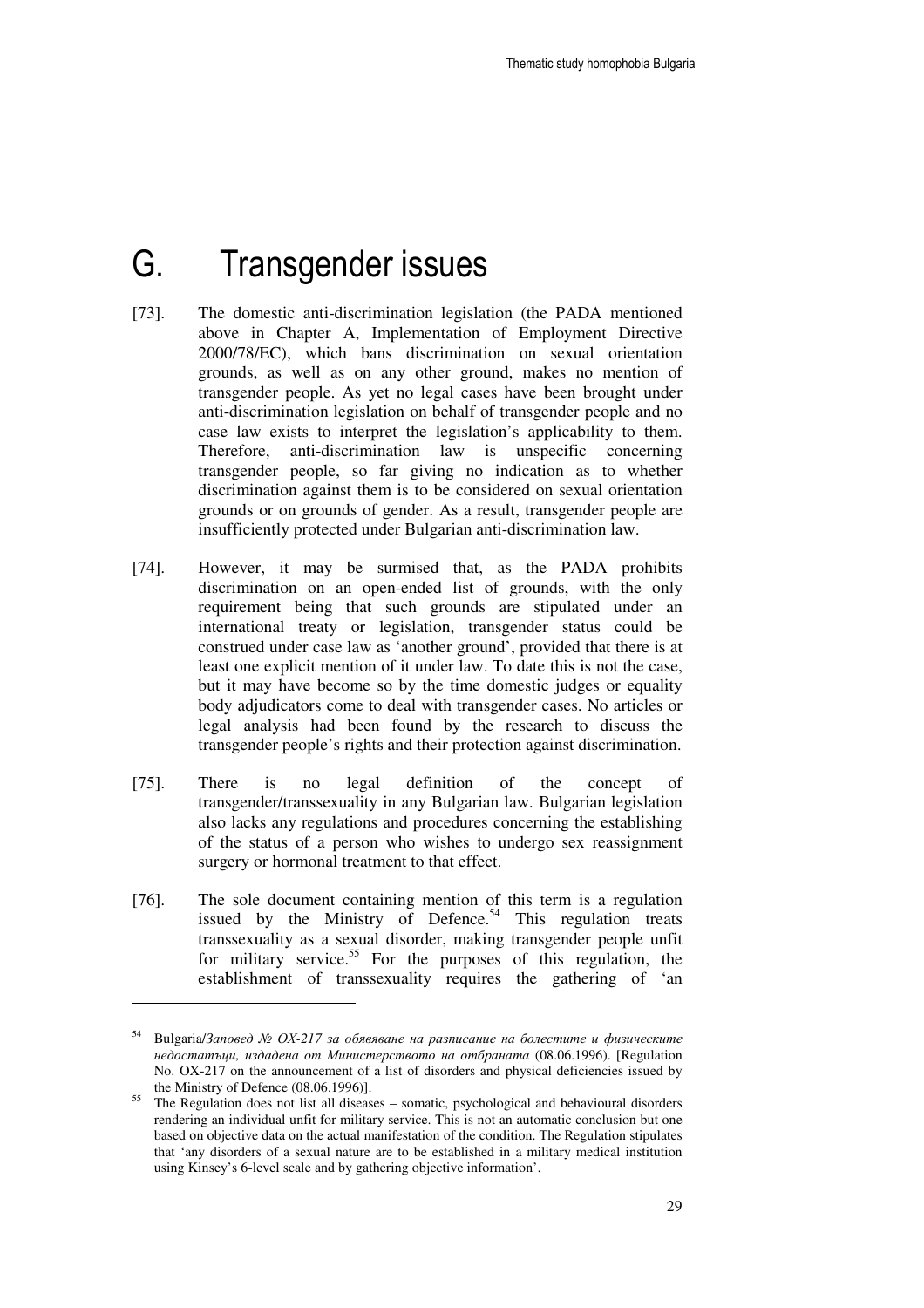# G. Transgender issues

[73]. The domestic anti-discrimination legislation (the PADA mentioned above in Chapter A, Implementation of Employment Directive 2000/78/EC), which bans discrimination on sexual orientation grounds, as well as on any other ground, makes no mention of transgender people. As yet no legal cases have been brought under anti-discrimination legislation on behalf of transgender people and no case law exists to interpret the legislation's applicability to them. Therefore, anti-discrimination law is unspecific concerning transgender people, so far giving no indication as to whether discrimination against them is to be considered on sexual orientation grounds or on grounds of gender. As a result, transgender people are insufficiently protected under Bulgarian anti-discrimination law.

[74]. However, it may be surmised that, as the PADA prohibits discrimination on an open-ended list of grounds, with the only requirement being that such grounds are stipulated under an international treaty or legislation, transgender status could be construed under case law as 'another ground', provided that there is at least one explicit mention of it under law. To date this is not the case, but it may have become so by the time domestic judges or equality body adjudicators come to deal with transgender cases. No articles or legal analysis had been found by the research to discuss the transgender people's rights and their protection against discrimination.

[75]. There is no legal definition of the concept of transgender/transsexuality in any Bulgarian law. Bulgarian legislation also lacks any regulations and procedures concerning the establishing of the status of a person who wishes to undergo sex reassignment surgery or hormonal treatment to that effect.

[76]. The sole document containing mention of this term is a regulation issued by the Ministry of Defence.[54] This regulation treats transsexuality as a sexual disorder, making transgender people unfit for military service.[55] For the purposes of this regulation, the establishment of transsexuality requires the gathering of 'an

---

[54] Bulgaria/*Заповед № ОХ-217 за обявяване на разписание на болестите и физическите недостатъци, издадена от Министерството на отбраната* (08.06.1996). [Regulation No. OX-217 on the announcement of a list of disorders and physical deficiencies issued by the Ministry of Defence (08.06.1996)].

[55] The Regulation does not list all diseases – somatic, psychological and behavioural disorders rendering an individual unfit for military service. This is not an automatic conclusion but one based on objective data on the actual manifestation of the condition. The Regulation stipulates that 'any disorders of a sexual nature are to be established in a military medical institution using Kinsey's 6-level scale and by gathering objective information'.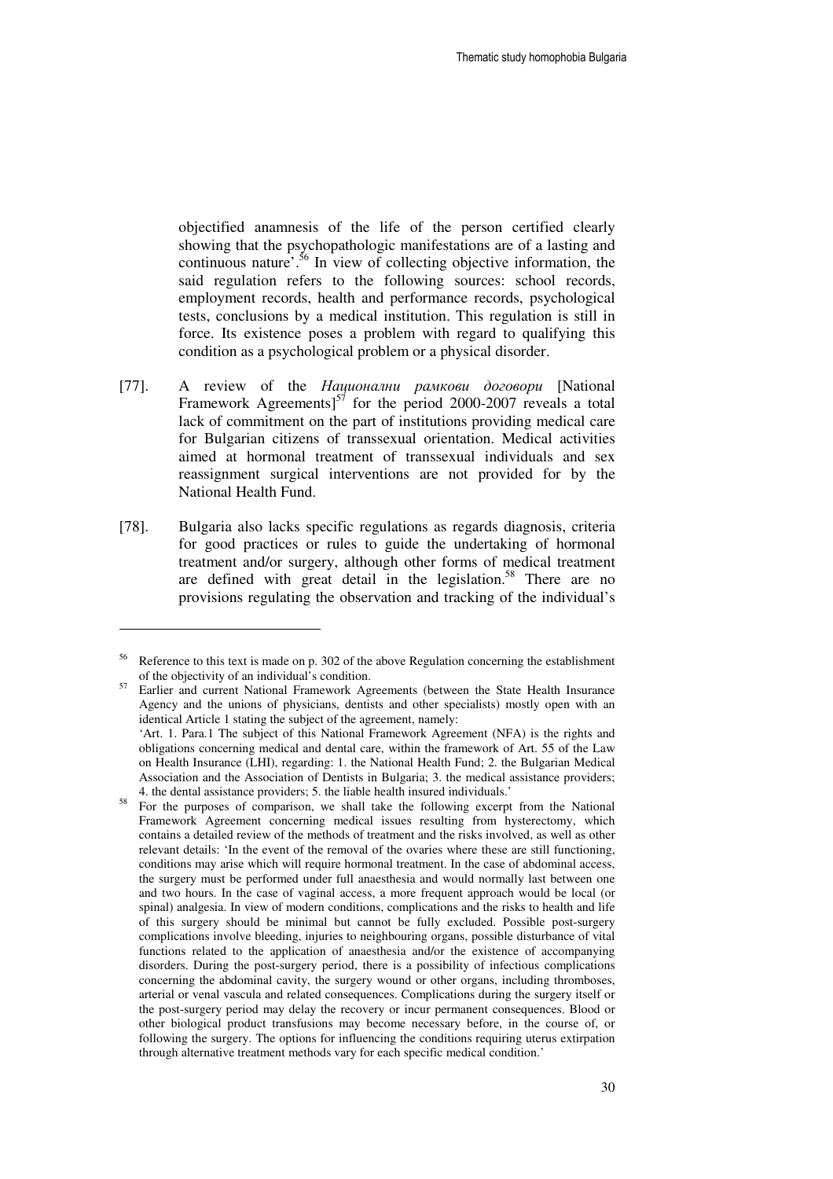objectified anamnesis of the life of the person certified clearly showing that the psychopathologic manifestations are of a lasting and continuous nature'.[56] In view of collecting objective information, the said regulation refers to the following sources: school records, employment records, health and performance records, psychological tests, conclusions by a medical institution. This regulation is still in force. Its existence poses a problem with regard to qualifying this condition as a psychological problem or a physical disorder.

[77]. A review of the *Национални рамкови договори* [National Framework Agreements][57] for the period 2000-2007 reveals a total lack of commitment on the part of institutions providing medical care for Bulgarian citizens of transsexual orientation. Medical activities aimed at hormonal treatment of transsexual individuals and sex reassignment surgical interventions are not provided for by the National Health Fund.

[78]. Bulgaria also lacks specific regulations as regards diagnosis, criteria for good practices or rules to guide the undertaking of hormonal treatment and/or surgery, although other forms of medical treatment are defined with great detail in the legislation.[58] There are no provisions regulating the observation and tracking of the individual's

---

[56] Reference to this text is made on p. 302 of the above Regulation concerning the establishment of the objectivity of an individual's condition.

[57] Earlier and current National Framework Agreements (between the State Health Insurance Agency and the unions of physicians, dentists and other specialists) mostly open with an identical Article 1 stating the subject of the agreement, namely:
'Art. 1. Para.1 The subject of this National Framework Agreement (NFA) is the rights and obligations concerning medical and dental care, within the framework of Art. 55 of the Law on Health Insurance (LHI), regarding: 1. the National Health Fund; 2. the Bulgarian Medical Association and the Association of Dentists in Bulgaria; 3. the medical assistance providers; 4. the dental assistance providers; 5. the liable health insured individuals.'

[58] For the purposes of comparison, we shall take the following excerpt from the National Framework Agreement concerning medical issues resulting from hysterectomy, which contains a detailed review of the methods of treatment and the risks involved, as well as other relevant details: 'In the event of the removal of the ovaries where these are still functioning, conditions may arise which will require hormonal treatment. In the case of abdominal access, the surgery must be performed under full anaesthesia and would normally last between one and two hours. In the case of vaginal access, a more frequent approach would be local (or spinal) analgesia. In view of modern conditions, complications and the risks to health and life of this surgery should be minimal but cannot be fully excluded. Possible post-surgery complications involve bleeding, injuries to neighbouring organs, possible disturbance of vital functions related to the application of anaesthesia and/or the existence of accompanying disorders. During the post-surgery period, there is a possibility of infectious complications concerning the abdominal cavity, the surgery wound or other organs, including thromboses, arterial or venal vascula and related consequences. Complications during the surgery itself or the post-surgery period may delay the recovery or incur permanent consequences. Blood or other biological product transfusions may become necessary before, in the course of, or following the surgery. The options for influencing the conditions requiring uterus extirpation through alternative treatment methods vary for each specific medical condition.'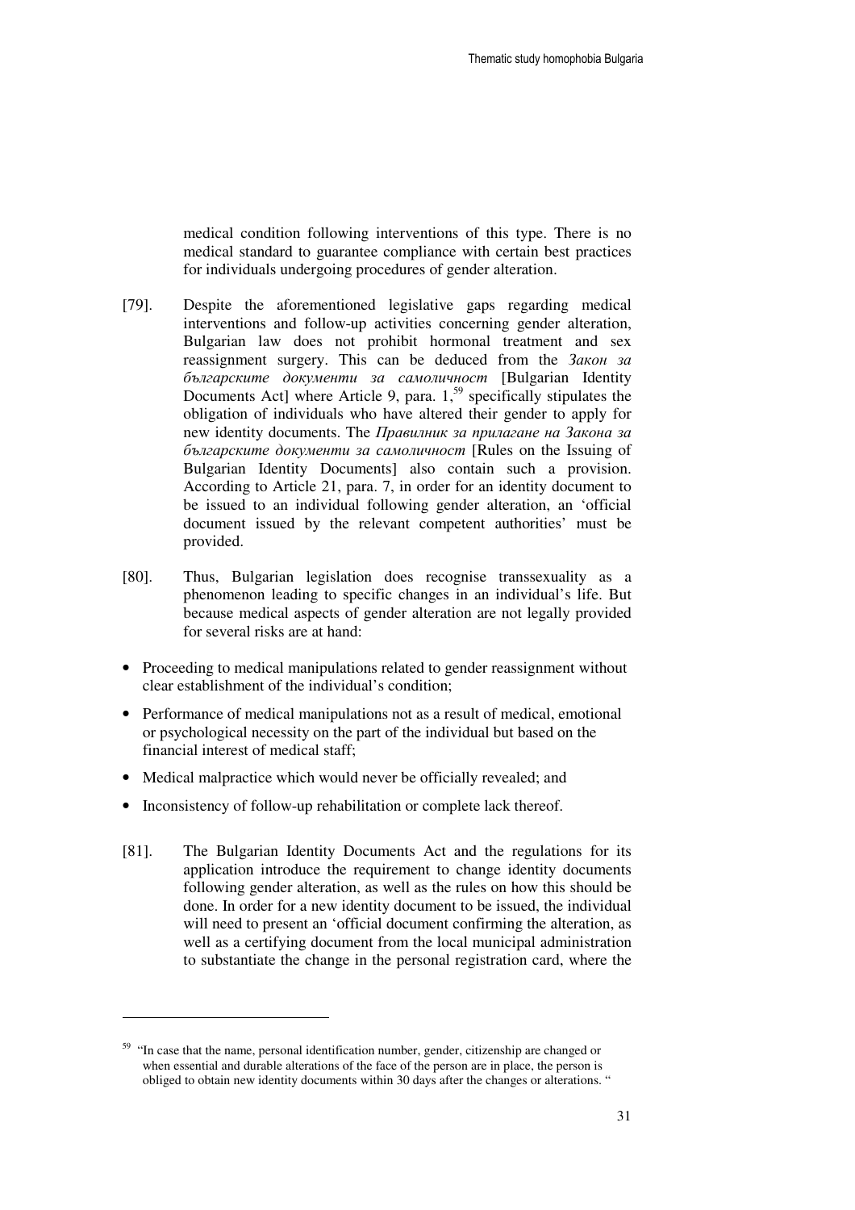medical condition following interventions of this type. There is no medical standard to guarantee compliance with certain best practices for individuals undergoing procedures of gender alteration.

[79]. Despite the aforementioned legislative gaps regarding medical interventions and follow-up activities concerning gender alteration, Bulgarian law does not prohibit hormonal treatment and sex reassignment surgery. This can be deduced from the *Закон за българските документи за самоличност* [Bulgarian Identity Documents Act] where Article 9, para. 1,[59] specifically stipulates the obligation of individuals who have altered their gender to apply for new identity documents. The *Правилник за прилагане на Закона за българските документи за самоличност* [Rules on the Issuing of Bulgarian Identity Documents] also contain such a provision. According to Article 21, para. 7, in order for an identity document to be issued to an individual following gender alteration, an 'official document issued by the relevant competent authorities' must be provided.

[80]. Thus, Bulgarian legislation does recognise transsexuality as a phenomenon leading to specific changes in an individual's life. But because medical aspects of gender alteration are not legally provided for several risks are at hand:

- Proceeding to medical manipulations related to gender reassignment without clear establishment of the individual's condition;
- Performance of medical manipulations not as a result of medical, emotional or psychological necessity on the part of the individual but based on the financial interest of medical staff;
- Medical malpractice which would never be officially revealed; and
- Inconsistency of follow-up rehabilitation or complete lack thereof.

[81]. The Bulgarian Identity Documents Act and the regulations for its application introduce the requirement to change identity documents following gender alteration, as well as the rules on how this should be done. In order for a new identity document to be issued, the individual will need to present an 'official document confirming the alteration, as well as a certifying document from the local municipal administration to substantiate the change in the personal registration card, where the

---

[59] "In case that the name, personal identification number, gender, citizenship are changed or when essential and durable alterations of the face of the person are in place, the person is obliged to obtain new identity documents within 30 days after the changes or alterations. "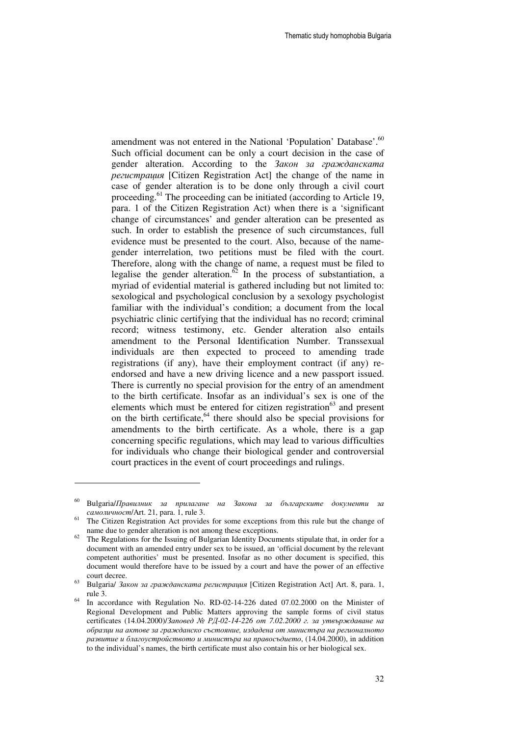amendment was not entered in the National 'Population' Database'.[60] Such official document can be only a court decision in the case of gender alteration. According to the *Закон за гражданската регистрация* [Citizen Registration Act] the change of the name in case of gender alteration is to be done only through a civil court proceeding.[61] The proceeding can be initiated (according to Article 19, para. 1 of the Citizen Registration Act) when there is a 'significant change of circumstances' and gender alteration can be presented as such. In order to establish the presence of such circumstances, full evidence must be presented to the court. Also, because of the name-gender interrelation, two petitions must be filed with the court. Therefore, along with the change of name, a request must be filed to legalise the gender alteration.[62] In the process of substantiation, a myriad of evidential material is gathered including but not limited to: sexological and psychological conclusion by a sexology psychologist familiar with the individual's condition; a document from the local psychiatric clinic certifying that the individual has no record; criminal record; witness testimony, etc. Gender alteration also entails amendment to the Personal Identification Number. Transsexual individuals are then expected to proceed to amending trade registrations (if any), have their employment contract (if any) re-endorsed and have a new driving licence and a new passport issued. There is currently no special provision for the entry of an amendment to the birth certificate. Insofar as an individual's sex is one of the elements which must be entered for citizen registration[63] and present on the birth certificate,[64] there should also be special provisions for amendments to the birth certificate. As a whole, there is a gap concerning specific regulations, which may lead to various difficulties for individuals who change their biological gender and controversial court practices in the event of court proceedings and rulings.

---

[60] Bulgaria/*Правилник за прилагане на Закона за българските документи за самоличност*/Art. 21, para. 1, rule 3.

[61] The Citizen Registration Act provides for some exceptions from this rule but the change of name due to gender alteration is not among these exceptions.

[62] The Regulations for the Issuing of Bulgarian Identity Documents stipulate that, in order for a document with an amended entry under sex to be issued, an 'official document by the relevant competent authorities' must be presented. Insofar as no other document is specified, this document would therefore have to be issued by a court and have the power of an effective court decree.

[63] Bulgaria/ *Закон за гражданската регистрация* [Citizen Registration Act] Art. 8, para. 1, rule 3.

[64] In accordance with Regulation No. RD-02-14-226 dated 07.02.2000 on the Minister of Regional Development and Public Matters approving the sample forms of civil status certificates (14.04.2000)/*Заповед № РД-02-14-226 от 7.02.2000 г. за утвърждаване на образци на актове за гражданско състояние, издадена от министъра на регионалното развитие и благоустройството и министъра на правосъдието*, (14.04.2000), in addition to the individual's names, the birth certificate must also contain his or her biological sex.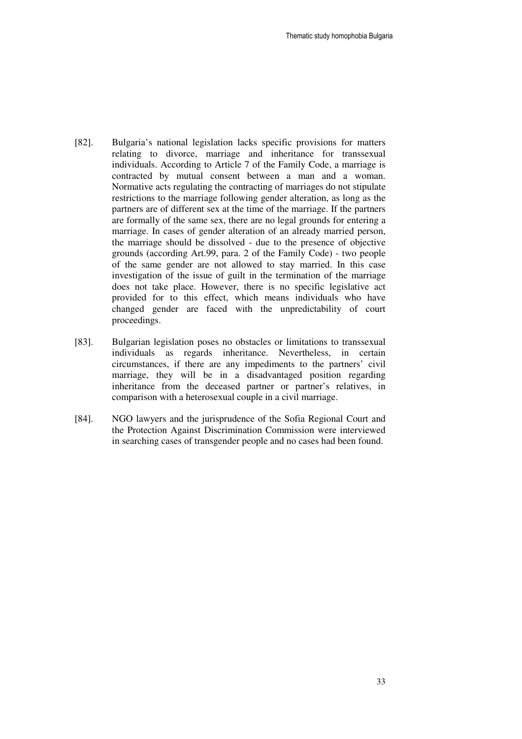[82]. Bulgaria's national legislation lacks specific provisions for matters relating to divorce, marriage and inheritance for transsexual individuals. According to Article 7 of the Family Code, a marriage is contracted by mutual consent between a man and a woman. Normative acts regulating the contracting of marriages do not stipulate restrictions to the marriage following gender alteration, as long as the partners are of different sex at the time of the marriage. If the partners are formally of the same sex, there are no legal grounds for entering a marriage. In cases of gender alteration of an already married person, the marriage should be dissolved - due to the presence of objective grounds (according Art.99, para. 2 of the Family Code) - two people of the same gender are not allowed to stay married. In this case investigation of the issue of guilt in the termination of the marriage does not take place. However, there is no specific legislative act provided for to this effect, which means individuals who have changed gender are faced with the unpredictability of court proceedings.

[83]. Bulgarian legislation poses no obstacles or limitations to transsexual individuals as regards inheritance. Nevertheless, in certain circumstances, if there are any impediments to the partners' civil marriage, they will be in a disadvantaged position regarding inheritance from the deceased partner or partner's relatives, in comparison with a heterosexual couple in a civil marriage.

[84]. NGO lawyers and the jurisprudence of the Sofia Regional Court and the Protection Against Discrimination Commission were interviewed in searching cases of transgender people and no cases had been found.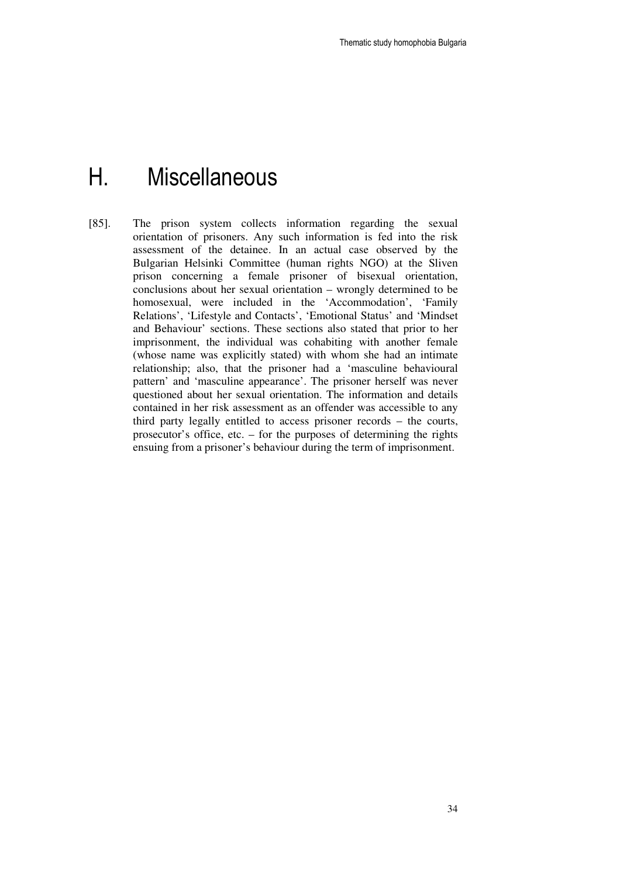# H. Miscellaneous

[85]. The prison system collects information regarding the sexual orientation of prisoners. Any such information is fed into the risk assessment of the detainee. In an actual case observed by the Bulgarian Helsinki Committee (human rights NGO) at the Sliven prison concerning a female prisoner of bisexual orientation, conclusions about her sexual orientation – wrongly determined to be homosexual, were included in the 'Accommodation', 'Family Relations', 'Lifestyle and Contacts', 'Emotional Status' and 'Mindset and Behaviour' sections. These sections also stated that prior to her imprisonment, the individual was cohabiting with another female (whose name was explicitly stated) with whom she had an intimate relationship; also, that the prisoner had a 'masculine behavioural pattern' and 'masculine appearance'. The prisoner herself was never questioned about her sexual orientation. The information and details contained in her risk assessment as an offender was accessible to any third party legally entitled to access prisoner records – the courts, prosecutor's office, etc. – for the purposes of determining the rights ensuing from a prisoner's behaviour during the term of imprisonment.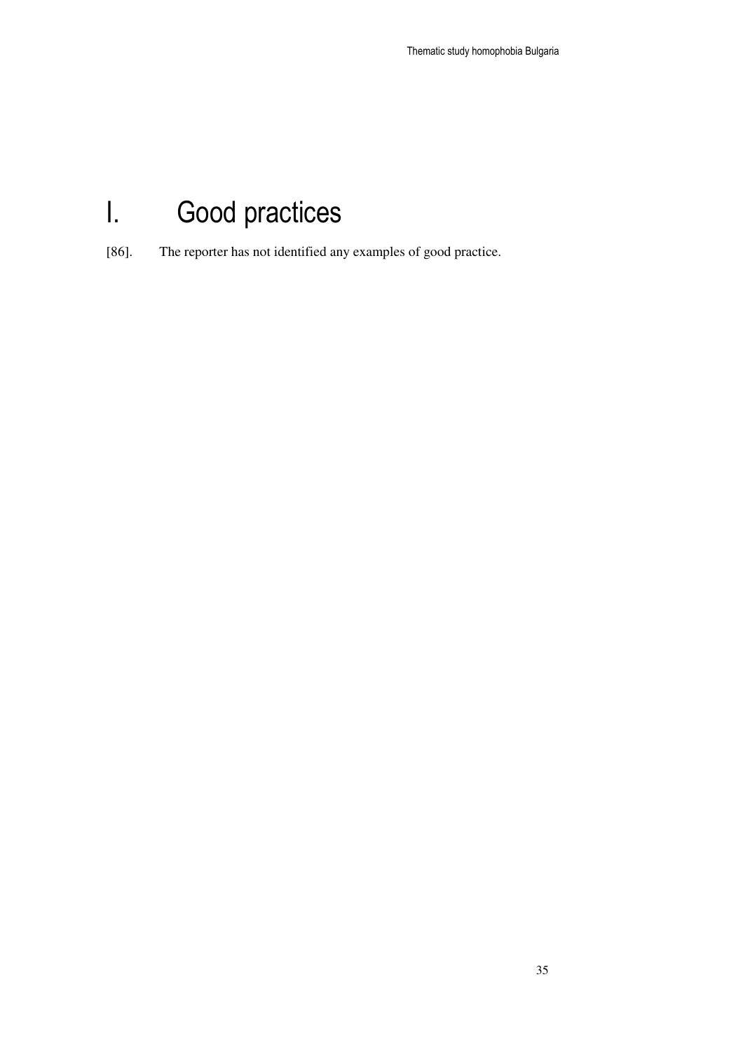# I. Good practices

[86]. The reporter has not identified any examples of good practice.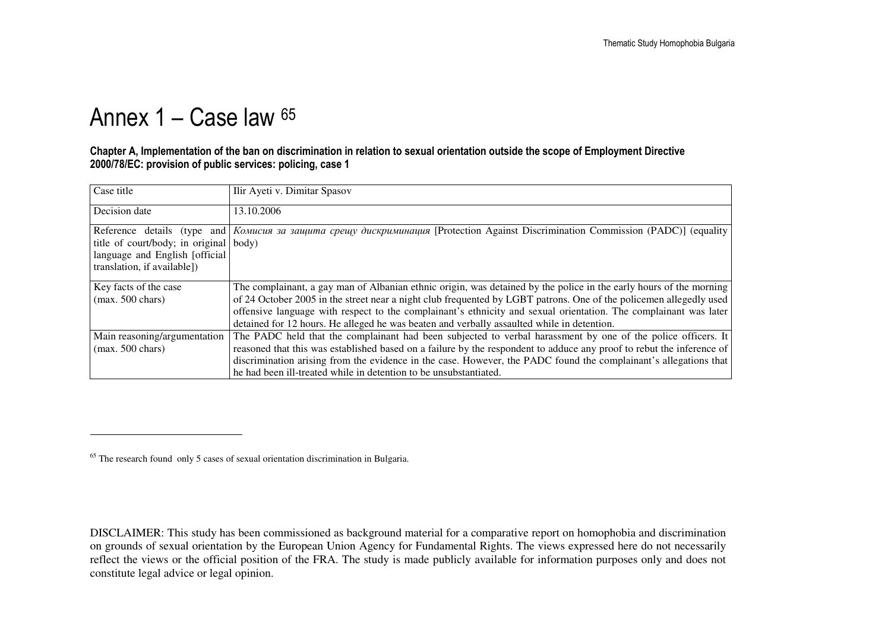# Annex 1 – Case law [65]

**Chapter A, Implementation of the ban on discrimination in relation to sexual orientation outside the scope of Employment Directive 2000/78/EC: provision of public services: policing, case 1**

| Case title | Ilir Ayeti v. Dimitar Spasov |
|---|---|
| Decision date | 13.10.2006 |
| Reference details (type and title of court/body; in original language and English [official translation, if available]) | *Комисия за защита срещу дискриминация* [Protection Against Discrimination Commission (PADC)] (equality body) |
| Key facts of the case (max. 500 chars) | The complainant, a gay man of Albanian ethnic origin, was detained by the police in the early hours of the morning of 24 October 2005 in the street near a night club frequented by LGBT patrons. One of the policemen allegedly used offensive language with respect to the complainant's ethnicity and sexual orientation. The complainant was later detained for 12 hours. He alleged he was beaten and verbally assaulted while in detention. |
| Main reasoning/argumentation (max. 500 chars) | The PADC held that the complainant had been subjected to verbal harassment by one of the police officers. It reasoned that this was established based on a failure by the respondent to adduce any proof to rebut the inference of discrimination arising from the evidence in the case. However, the PADC found the complainant's allegations that he had been ill-treated while in detention to be unsubstantiated. |

[65] The research found only 5 cases of sexual orientation discrimination in Bulgaria.

DISCLAIMER: This study has been commissioned as background material for a comparative report on homophobia and discrimination on grounds of sexual orientation by the European Union Agency for Fundamental Rights. The views expressed here do not necessarily reflect the views or the official position of the FRA. The study is made publicly available for information purposes only and does not constitute legal advice or legal opinion.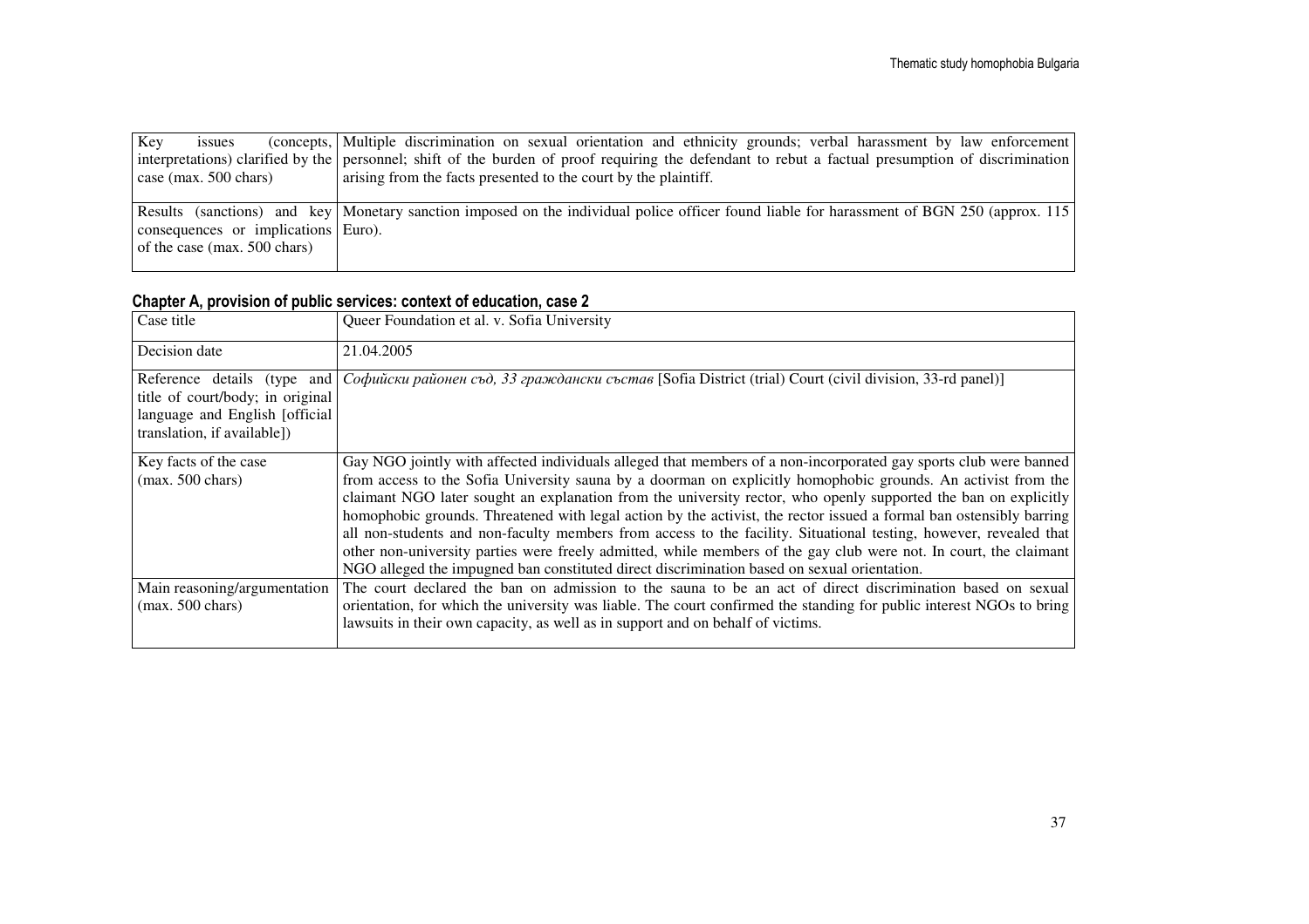| Key issues (concepts, interpretations) clarified by the case (max. 500 chars) | Multiple discrimination on sexual orientation and ethnicity grounds; verbal harassment by law enforcement personnel; shift of the burden of proof requiring the defendant to rebut a factual presumption of discrimination arising from the facts presented to the court by the plaintiff. |
|---|---|
| Results (sanctions) and key consequences or implications of the case (max. 500 chars) | Monetary sanction imposed on the individual police officer found liable for harassment of BGN 250 (approx. 115 Euro). |

## Chapter A, provision of public services: context of education, case 2

| Case title | Queer Foundation et al. v. Sofia University |
|---|---|
| Decision date | 21.04.2005 |
| Reference details (type and title of court/body; in original language and English [official translation, if available]) | *Софийски районен съд, 33 граждански състав* [Sofia District (trial) Court (civil division, 33-rd panel)] |
| Key facts of the case (max. 500 chars) | Gay NGO jointly with affected individuals alleged that members of a non-incorporated gay sports club were banned from access to the Sofia University sauna by a doorman on explicitly homophobic grounds. An activist from the claimant NGO later sought an explanation from the university rector, who openly supported the ban on explicitly homophobic grounds. Threatened with legal action by the activist, the rector issued a formal ban ostensibly barring all non-students and non-faculty members from access to the facility. Situational testing, however, revealed that other non-university parties were freely admitted, while members of the gay club were not. In court, the claimant NGO alleged the impugned ban constituted direct discrimination based on sexual orientation. |
| Main reasoning/argumentation (max. 500 chars) | The court declared the ban on admission to the sauna to be an act of direct discrimination based on sexual orientation, for which the university was liable. The court confirmed the standing for public interest NGOs to bring lawsuits in their own capacity, as well as in support and on behalf of victims. |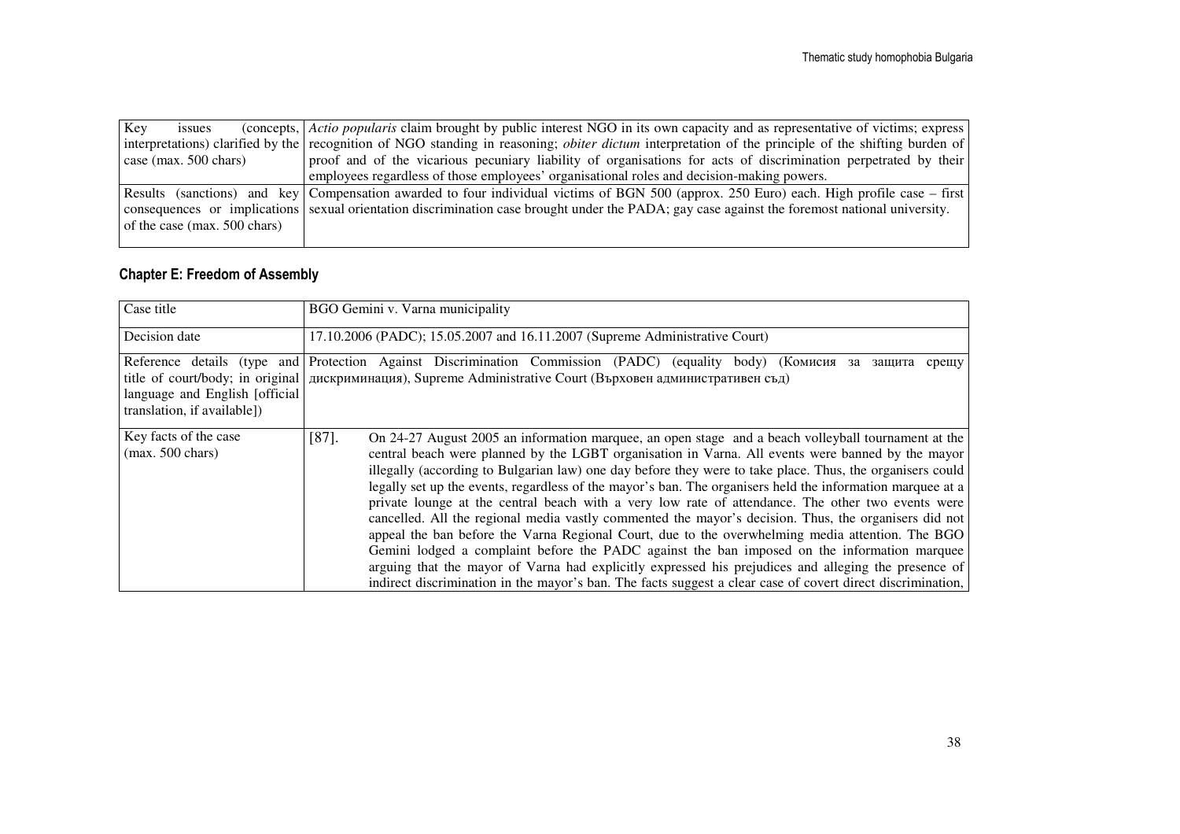| | |
|---|---|
| Key issues (concepts, interpretations) clarified by the case (max. 500 chars) | *Actio popularis* claim brought by public interest NGO in its own capacity and as representative of victims; express recognition of NGO standing in reasoning; *obiter dictum* interpretation of the principle of the shifting burden of proof and of the vicarious pecuniary liability of organisations for acts of discrimination perpetrated by their employees regardless of those employees' organisational roles and decision-making powers. |
| Results (sanctions) and key consequences or implications of the case (max. 500 chars) | Compensation awarded to four individual victims of BGN 500 (approx. 250 Euro) each. High profile case – first sexual orientation discrimination case brought under the PADA; gay case against the foremost national university. |

## Chapter E: Freedom of Assembly

| | |
|---|---|
| Case title | BGO Gemini v. Varna municipality |
| Decision date | 17.10.2006 (PADC); 15.05.2007 and 16.11.2007 (Supreme Administrative Court) |
| Reference details (type and title of court/body; in original language and English [official translation, if available]) | Protection Against Discrimination Commission (PADC) (equality body) (Комисия за защита срещу дискриминация), Supreme Administrative Court (Върховен административен съд) |
| Key facts of the case (max. 500 chars) | [87]. On 24-27 August 2005 an information marquee, an open stage and a beach volleyball tournament at the central beach were planned by the LGBT organisation in Varna. All events were banned by the mayor illegally (according to Bulgarian law) one day before they were to take place. Thus, the organisers could legally set up the events, regardless of the mayor's ban. The organisers held the information marquee at a private lounge at the central beach with a very low rate of attendance. The other two events were cancelled. All the regional media vastly commented the mayor's decision. Thus, the organisers did not appeal the ban before the Varna Regional Court, due to the overwhelming media attention. The BGO Gemini lodged a complaint before the PADC against the ban imposed on the information marquee arguing that the mayor of Varna had explicitly expressed his prejudices and alleging the presence of indirect discrimination in the mayor's ban. The facts suggest a clear case of covert direct discrimination, |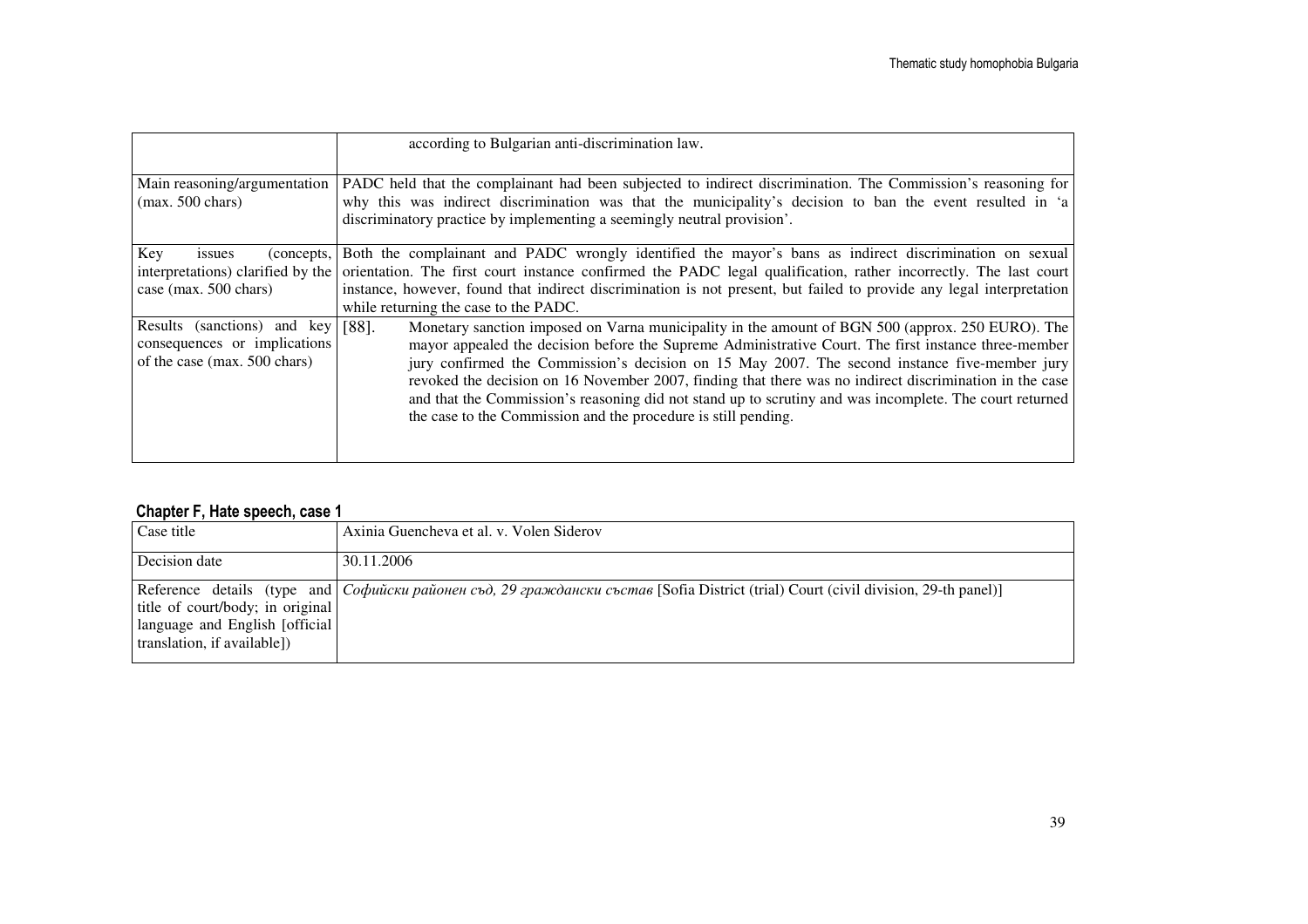| | |
|---|---|
| | according to Bulgarian anti-discrimination law. |
| Main reasoning/argumentation (max. 500 chars) | PADC held that the complainant had been subjected to indirect discrimination. The Commission's reasoning for why this was indirect discrimination was that the municipality's decision to ban the event resulted in 'a discriminatory practice by implementing a seemingly neutral provision'. |
| Key issues (concepts, interpretations) clarified by the case (max. 500 chars) | Both the complainant and PADC wrongly identified the mayor's bans as indirect discrimination on sexual orientation. The first court instance confirmed the PADC legal qualification, rather incorrectly. The last court instance, however, found that indirect discrimination is not present, but failed to provide any legal interpretation while returning the case to the PADC. |
| Results (sanctions) and key consequences or implications of the case (max. 500 chars) | [88]. Monetary sanction imposed on Varna municipality in the amount of BGN 500 (approx. 250 EURO). The mayor appealed the decision before the Supreme Administrative Court. The first instance three-member jury confirmed the Commission's decision on 15 May 2007. The second instance five-member jury revoked the decision on 16 November 2007, finding that there was no indirect discrimination in the case and that the Commission's reasoning did not stand up to scrutiny and was incomplete. The court returned the case to the Commission and the procedure is still pending. |

### Chapter F, Hate speech, case 1

| Case title | Axinia Guencheva et al. v. Volen Siderov |
|---|---|
| Decision date | 30.11.2006 |
| Reference details (type and title of court/body; in original language and English [official translation, if available]) | *Софийски районен съд, 29 граждански състав* [Sofia District (trial) Court (civil division, 29-th panel)] |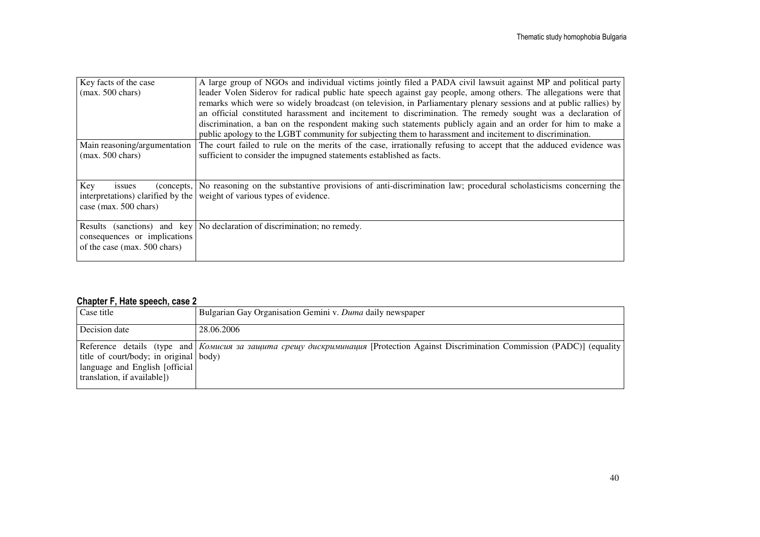| Key facts of the case (max. 500 chars) | A large group of NGOs and individual victims jointly filed a PADA civil lawsuit against MP and political party leader Volen Siderov for radical public hate speech against gay people, among others. The allegations were that remarks which were so widely broadcast (on television, in Parliamentary plenary sessions and at public rallies) by an official constituted harassment and incitement to discrimination. The remedy sought was a declaration of discrimination, a ban on the respondent making such statements publicly again and an order for him to make a public apology to the LGBT community for subjecting them to harassment and incitement to discrimination. |
|---|---|
| Main reasoning/argumentation (max. 500 chars) | The court failed to rule on the merits of the case, irrationally refusing to accept that the adduced evidence was sufficient to consider the impugned statements established as facts. |
| Key issues (concepts, interpretations) clarified by the case (max. 500 chars) | No reasoning on the substantive provisions of anti-discrimination law; procedural scholasticisms concerning the weight of various types of evidence. |
| Results (sanctions) and key consequences or implications of the case (max. 500 chars) | No declaration of discrimination; no remedy. |

## Chapter F, Hate speech, case 2

| Case title | Bulgarian Gay Organisation Gemini v. *Duma* daily newspaper |
|---|---|
| Decision date | 28.06.2006 |
| Reference details (type and title of court/body; in original language and English [official translation, if available]) | *Комисия за защита срещу дискриминация* [Protection Against Discrimination Commission (PADC)] (equality body) |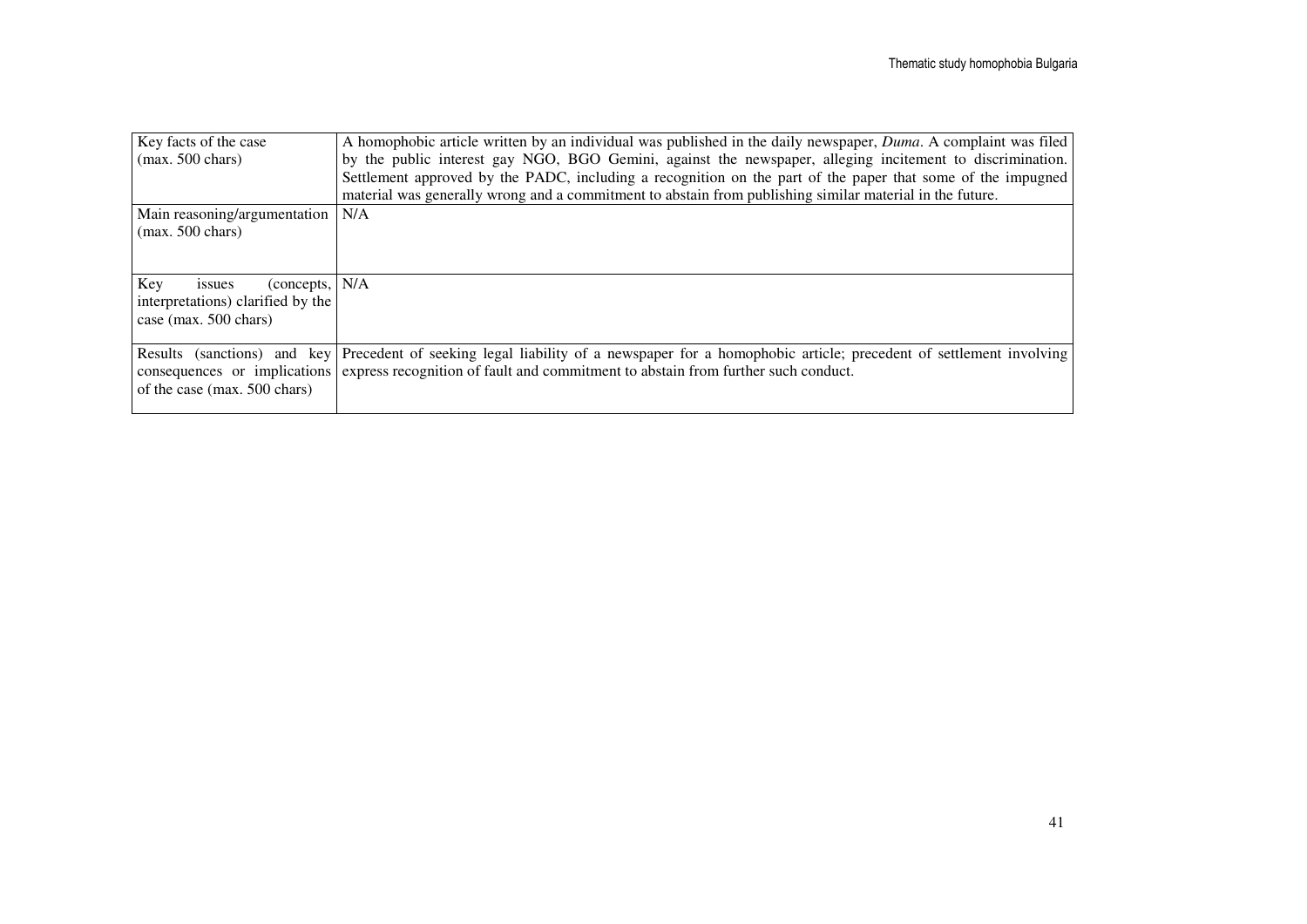| Key facts of the case (max. 500 chars) | A homophobic article written by an individual was published in the daily newspaper, *Duma*. A complaint was filed by the public interest gay NGO, BGO Gemini, against the newspaper, alleging incitement to discrimination. Settlement approved by the PADC, including a recognition on the part of the paper that some of the impugned material was generally wrong and a commitment to abstain from publishing similar material in the future. |
|---|---|
| Main reasoning/argumentation (max. 500 chars) | N/A |
| Key issues (concepts, interpretations) clarified by the case (max. 500 chars) | N/A |
| Results (sanctions) and key consequences or implications of the case (max. 500 chars) | Precedent of seeking legal liability of a newspaper for a homophobic article; precedent of settlement involving express recognition of fault and commitment to abstain from further such conduct. |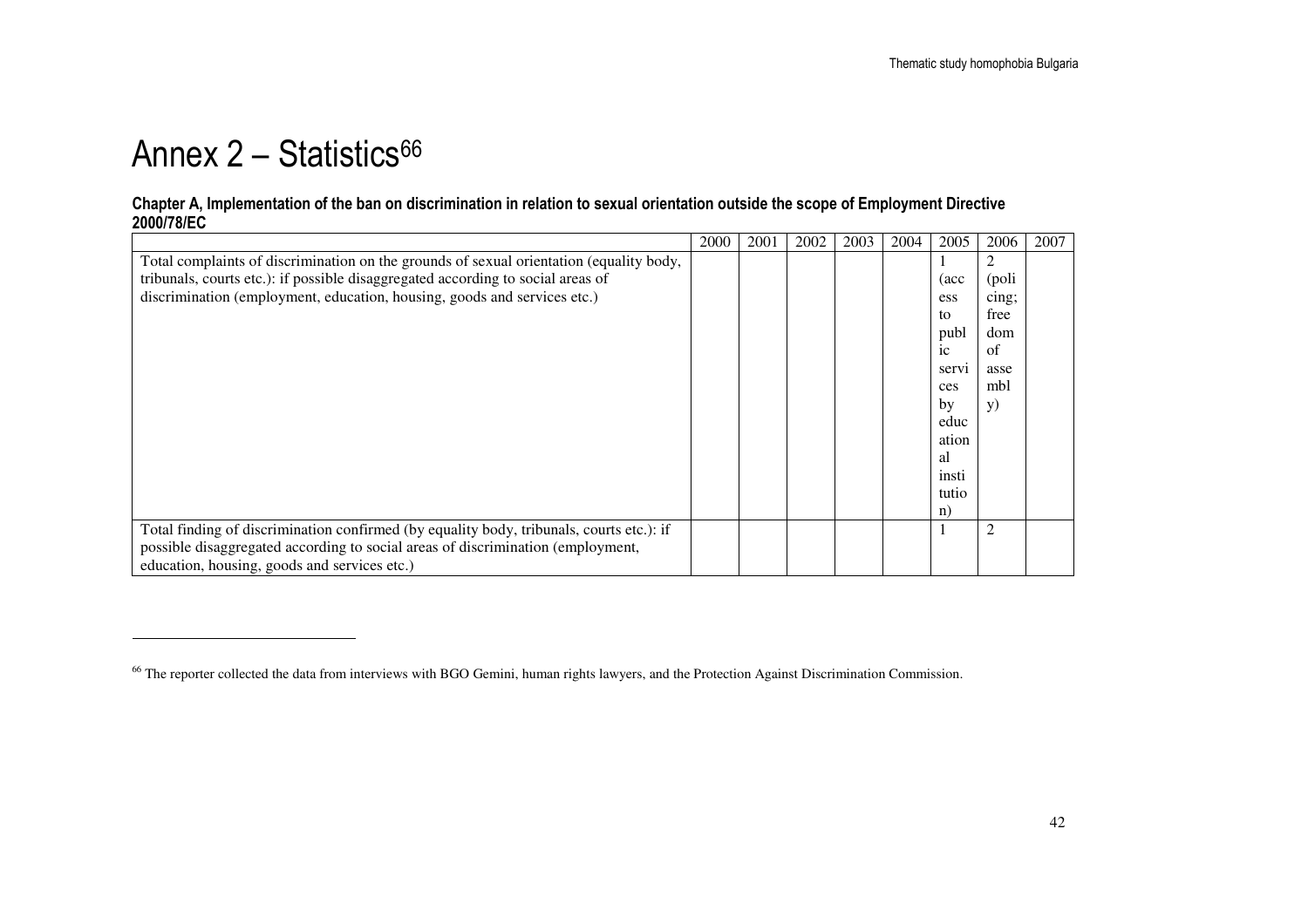# Annex 2 – Statistics[66]

**Chapter A, Implementation of the ban on discrimination in relation to sexual orientation outside the scope of Employment Directive 2000/78/EC**

| | 2000 | 2001 | 2002 | 2003 | 2004 | 2005 | 2006 | 2007 |
|---|---|---|---|---|---|---|---|---|
| Total complaints of discrimination on the grounds of sexual orientation (equality body, tribunals, courts etc.): if possible disaggregated according to social areas of discrimination (employment, education, housing, goods and services etc.) | | | | | | 1 (access to public services by educational institution) | 2 (policing; freedom of assembly) | |
| Total finding of discrimination confirmed (by equality body, tribunals, courts etc.): if possible disaggregated according to social areas of discrimination (employment, education, housing, goods and services etc.) | | | | | | 1 | 2 | |

[66] The reporter collected the data from interviews with BGO Gemini, human rights lawyers, and the Protection Against Discrimination Commission.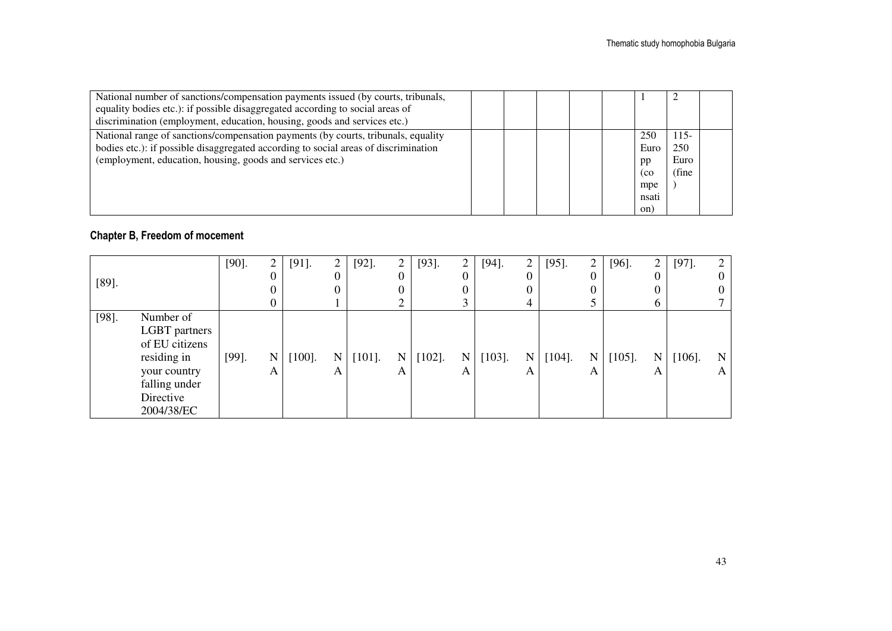| National number of sanctions/compensation payments issued (by courts, tribunals, equality bodies etc.): if possible disaggregated according to social areas of discrimination (employment, education, housing, goods and services etc.) | | | | | | 1 | 2 | |
|---|---|---|---|---|---|---|---|---|
| National range of sanctions/compensation payments (by courts, tribunals, equality bodies etc.): if possible disaggregated according to social areas of discrimination (employment, education, housing, goods and services etc.) | | | | | | 250 Euro pp (compensation) | 115-250 Euro (fine) | |

## Chapter B, Freedom of mocement

| [89]. | | [90]. | 2000 | [91]. | 2001 | [92]. | 2002 | [93]. | 2003 | [94]. | 2004 | [95]. | 2005 | [96]. | 2006 | [97]. | 2007 |
|---|---|---|---|---|---|---|---|---|---|---|---|---|---|---|---|---|---|
| [98]. | Number of LGBT partners of EU citizens residing in your country falling under Directive 2004/38/EC | [99]. | NA | [100]. | NA | [101]. | NA | [102]. | NA | [103]. | NA | [104]. | NA | [105]. | NA | [106]. | NA |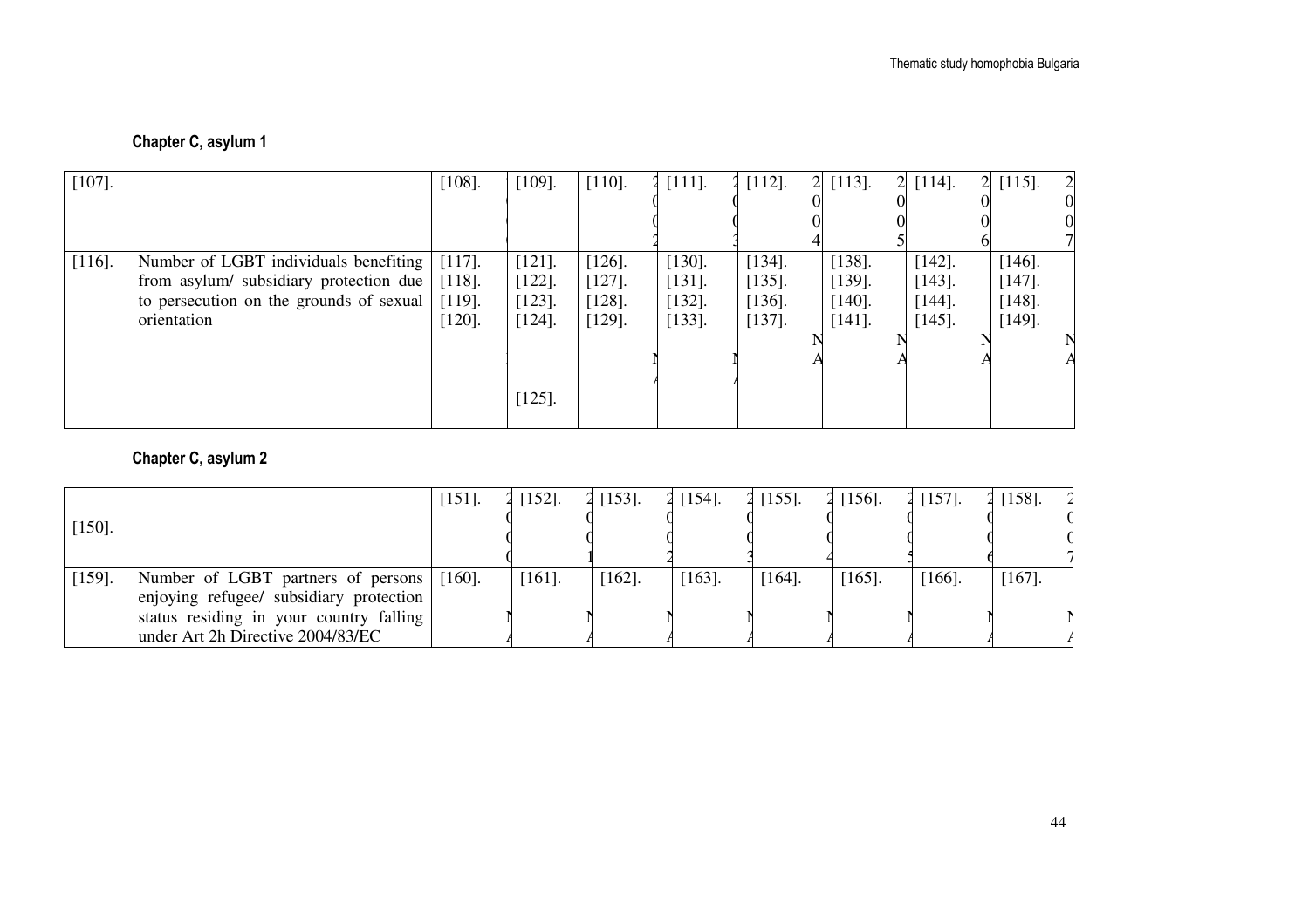**Chapter C, asylum 1**

| [107]. | [108]. | [109]. | [110]. 2000 | [111]. 2002 | [112]. 2003 | [113]. 2004 | [114]. 2005 | [115]. 2006 | 2007 |
|---|---|---|---|---|---|---|---|---|---|
| [116]. Number of LGBT individuals benefiting from asylum/ subsidiary protection due to persecution on the grounds of sexual orientation | [117]. [118]. [119]. [120]. | [121]. [122]. [123]. [124]. [125]. | [126]. [127]. [128]. [129]. NA | [130]. [131]. [132]. [133]. NA | [134]. [135]. [136]. [137]. NA | [138]. [139]. [140]. [141]. NA | [142]. [143]. [144]. [145]. NA | [146]. [147]. [148]. [149]. NA | NA |

**Chapter C, asylum 2**

| [150]. | [151]. 2000 | [152]. 2001 | [153]. 2002 | [154]. 2003 | [155]. 2004 | [156]. 2005 | [157]. 2006 | [158]. 2007 |
|---|---|---|---|---|---|---|---|---|
| [159]. Number of LGBT partners of persons enjoying refugee/ subsidiary protection status residing in your country falling under Art 2h Directive 2004/83/EC | [160]. NA | [161]. NA | [162]. NA | [163]. NA | [164]. NA | [165]. NA | [166]. NA | [167]. NA |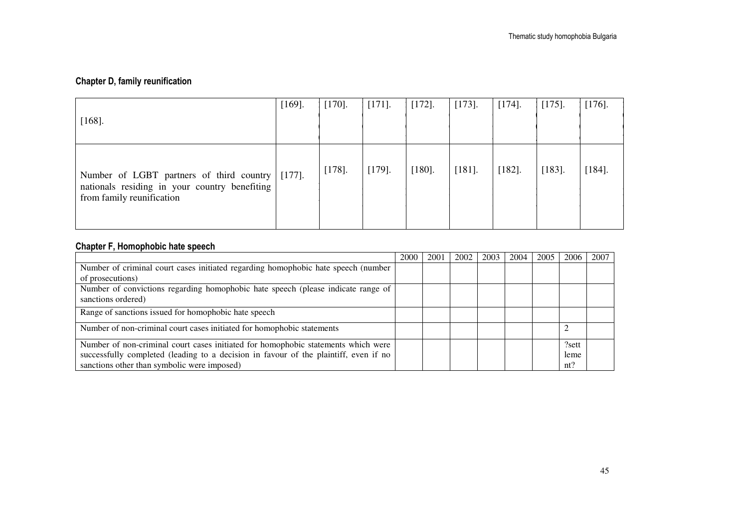### Chapter D, family reunification

| [168]. | [169]. | [170]. | [171]. | [172]. | [173]. | [174]. | [175]. | [176]. |
|---|---|---|---|---|---|---|---|---|
| Number of LGBT partners of third country nationals residing in your country benefiting from family reunification | [177]. | [178]. | [179]. | [180]. | [181]. | [182]. | [183]. | [184]. |

### Chapter F, Homophobic hate speech

| | 2000 | 2001 | 2002 | 2003 | 2004 | 2005 | 2006 | 2007 |
|---|---|---|---|---|---|---|---|---|
| Number of criminal court cases initiated regarding homophobic hate speech (number of prosecutions) | | | | | | | | |
| Number of convictions regarding homophobic hate speech (please indicate range of sanctions ordered) | | | | | | | | |
| Range of sanctions issued for homophobic hate speech | | | | | | | | |
| Number of non-criminal court cases initiated for homophobic statements | | | | | | | 2 | |
| Number of non-criminal court cases initiated for homophobic statements which were successfully completed (leading to a decision in favour of the plaintiff, even if no sanctions other than symbolic were imposed) | | | | | | | ?settlement? | |